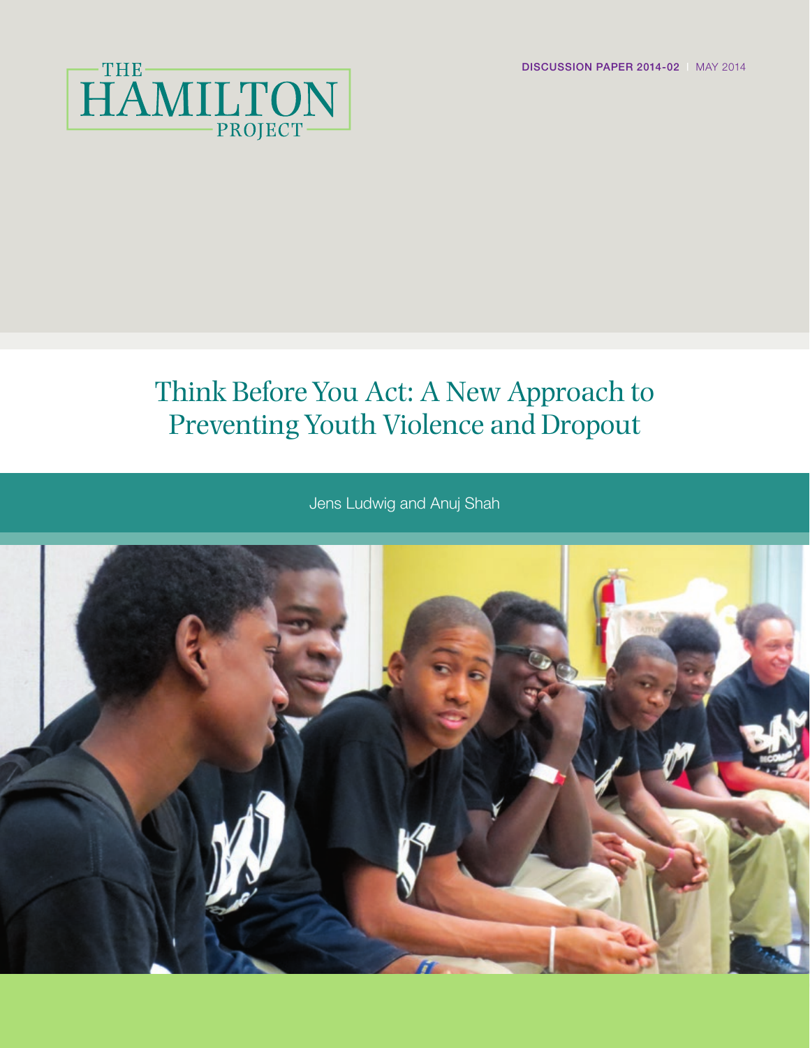DISCUSSION PAPER 2014-02 | MAY 2014

THE HAMILTON PROJECT

# Think Before You Act: A New Approach to Preventing Youth Violence and Dropout

Jens Ludwig and Anuj Shah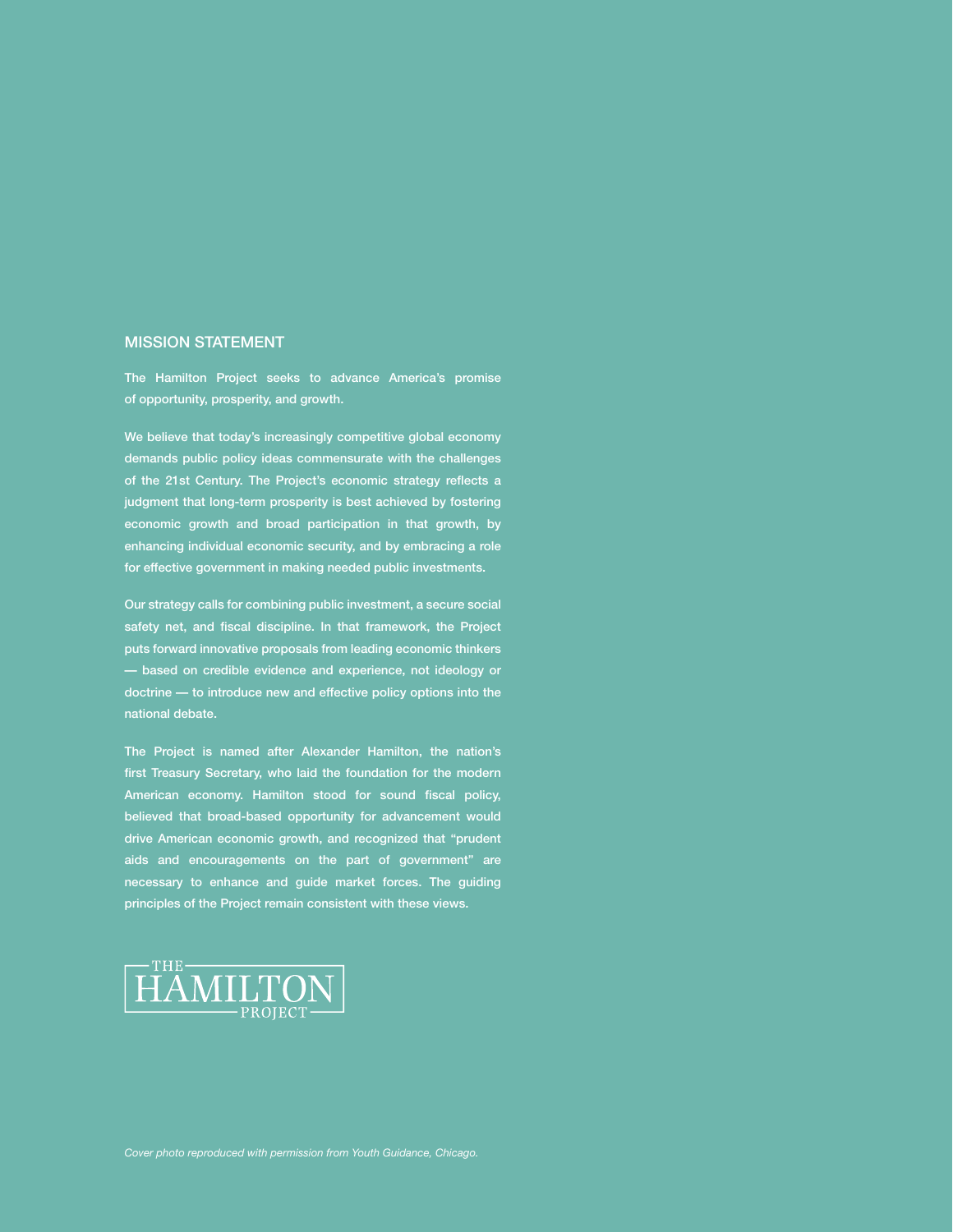## MISSION STATEMENT

The Hamilton Project seeks to advance America's promise of opportunity, prosperity, and growth.

We believe that today's increasingly competitive global economy demands public policy ideas commensurate with the challenges of the 21st Century. The Project's economic strategy reflects a judgment that long-term prosperity is best achieved by fostering economic growth and broad participation in that growth, by enhancing individual economic security, and by embracing a role for effective government in making needed public investments.

Our strategy calls for combining public investment, a secure social safety net, and fiscal discipline. In that framework, the Project puts forward innovative proposals from leading economic thinkers — based on credible evidence and experience, not ideology or doctrine — to introduce new and effective policy options into the national debate.

The Project is named after Alexander Hamilton, the nation's first Treasury Secretary, who laid the foundation for the modern American economy. Hamilton stood for sound fiscal policy, believed that broad-based opportunity for advancement would drive American economic growth, and recognized that "prudent aids and encouragements on the part of government" are necessary to enhance and guide market forces. The guiding principles of the Project remain consistent with these views.

THE HAMILTON PROJECT

*Cover photo reproduced with permission from Youth Guidance, Chicago.*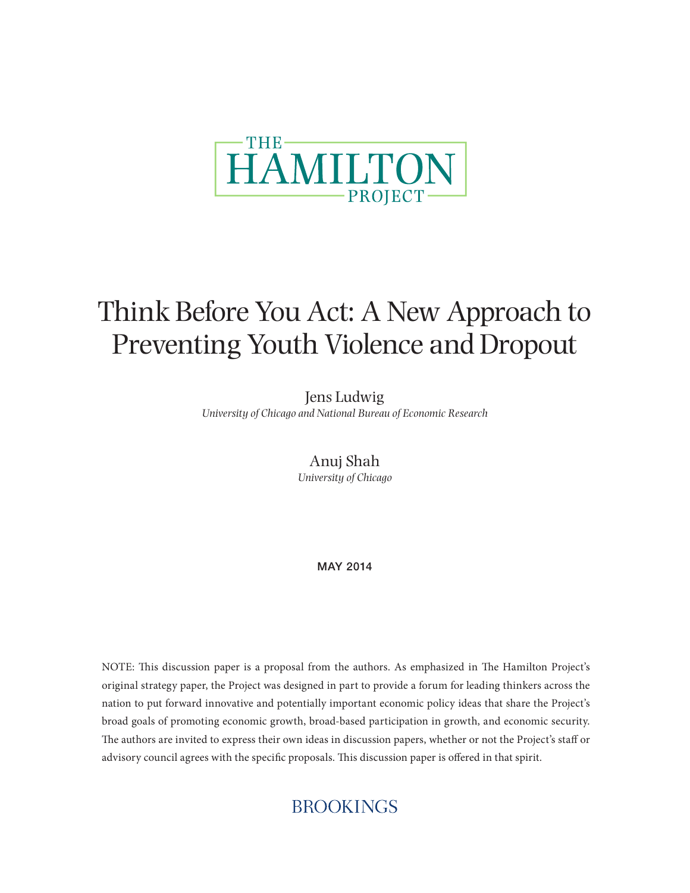THE HAMILTON PROJECT

# Think Before You Act: A New Approach to Preventing Youth Violence and Dropout

Jens Ludwig
*University of Chicago and National Bureau of Economic Research*

Anuj Shah
*University of Chicago*

MAY 2014

NOTE: This discussion paper is a proposal from the authors. As emphasized in The Hamilton Project's original strategy paper, the Project was designed in part to provide a forum for leading thinkers across the nation to put forward innovative and potentially important economic policy ideas that share the Project's broad goals of promoting economic growth, broad-based participation in growth, and economic security. The authors are invited to express their own ideas in discussion papers, whether or not the Project's staff or advisory council agrees with the specific proposals. This discussion paper is offered in that spirit.

BROOKINGS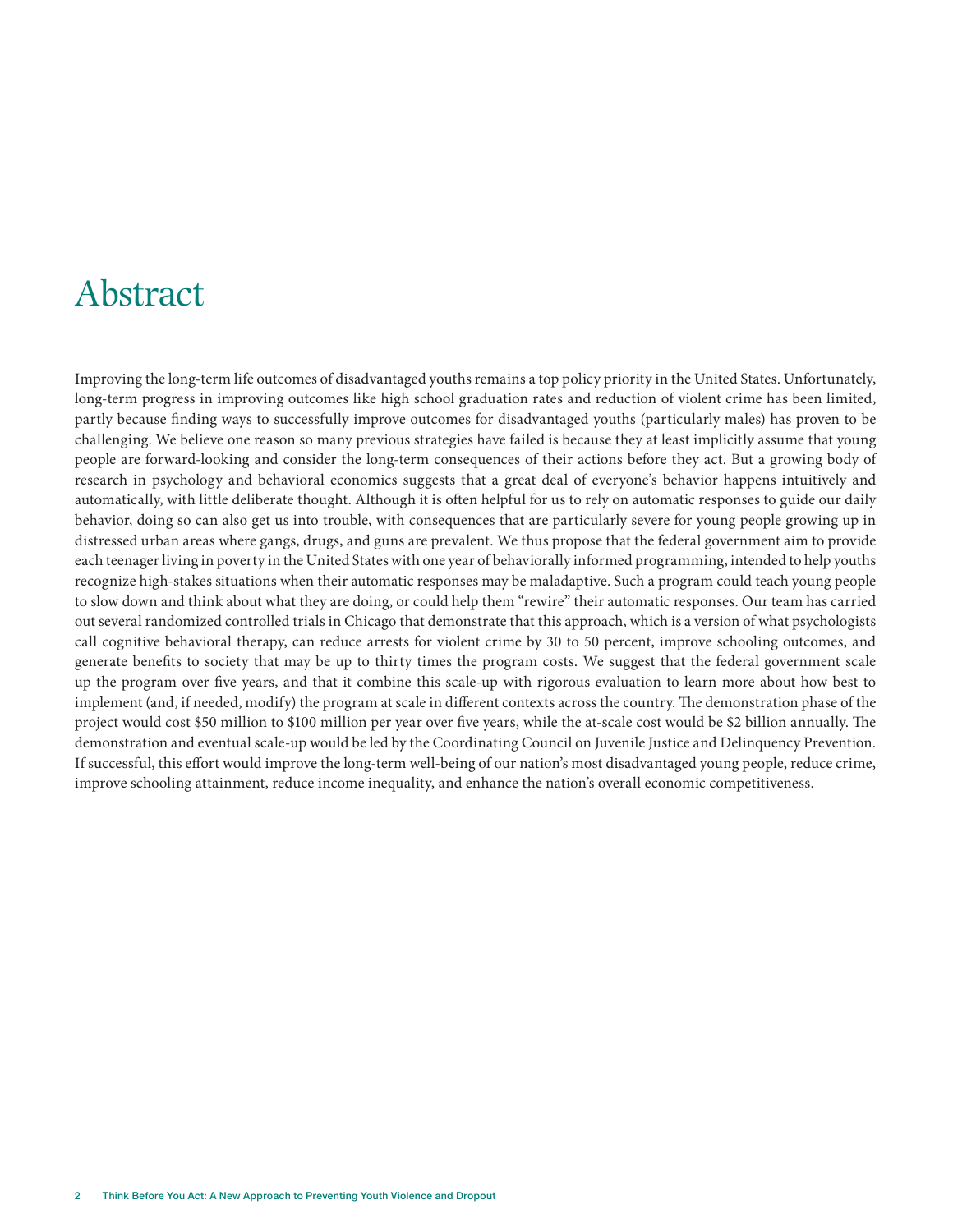# Abstract

Improving the long-term life outcomes of disadvantaged youths remains a top policy priority in the United States. Unfortunately, long-term progress in improving outcomes like high school graduation rates and reduction of violent crime has been limited, partly because finding ways to successfully improve outcomes for disadvantaged youths (particularly males) has proven to be challenging. We believe one reason so many previous strategies have failed is because they at least implicitly assume that young people are forward-looking and consider the long-term consequences of their actions before they act. But a growing body of research in psychology and behavioral economics suggests that a great deal of everyone's behavior happens intuitively and automatically, with little deliberate thought. Although it is often helpful for us to rely on automatic responses to guide our daily behavior, doing so can also get us into trouble, with consequences that are particularly severe for young people growing up in distressed urban areas where gangs, drugs, and guns are prevalent. We thus propose that the federal government aim to provide each teenager living in poverty in the United States with one year of behaviorally informed programming, intended to help youths recognize high-stakes situations when their automatic responses may be maladaptive. Such a program could teach young people to slow down and think about what they are doing, or could help them "rewire" their automatic responses. Our team has carried out several randomized controlled trials in Chicago that demonstrate that this approach, which is a version of what psychologists call cognitive behavioral therapy, can reduce arrests for violent crime by 30 to 50 percent, improve schooling outcomes, and generate benefits to society that may be up to thirty times the program costs. We suggest that the federal government scale up the program over five years, and that it combine this scale-up with rigorous evaluation to learn more about how best to implement (and, if needed, modify) the program at scale in different contexts across the country. The demonstration phase of the project would cost $50 million to $100 million per year over five years, while the at-scale cost would be $2 billion annually. The demonstration and eventual scale-up would be led by the Coordinating Council on Juvenile Justice and Delinquency Prevention. If successful, this effort would improve the long-term well-being of our nation's most disadvantaged young people, reduce crime, improve schooling attainment, reduce income inequality, and enhance the nation's overall economic competitiveness.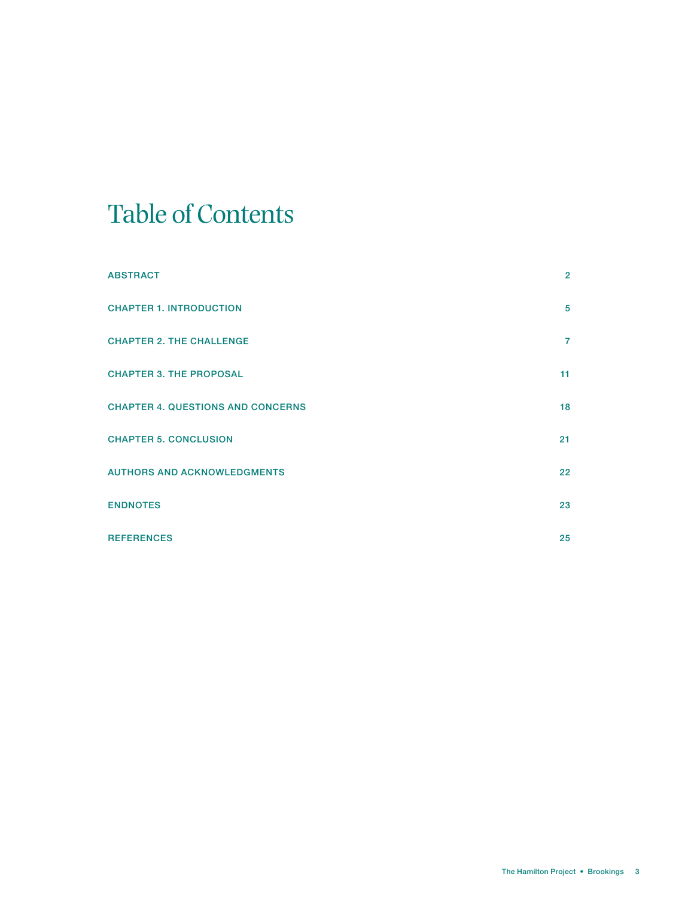# Table of Contents

| | |
|---|---|
| ABSTRACT | 2 |
| CHAPTER 1. INTRODUCTION | 5 |
| CHAPTER 2. THE CHALLENGE | 7 |
| CHAPTER 3. THE PROPOSAL | 11 |
| CHAPTER 4. QUESTIONS AND CONCERNS | 18 |
| CHAPTER 5. CONCLUSION | 21 |
| AUTHORS AND ACKNOWLEDGMENTS | 22 |
| ENDNOTES | 23 |
| REFERENCES | 25 |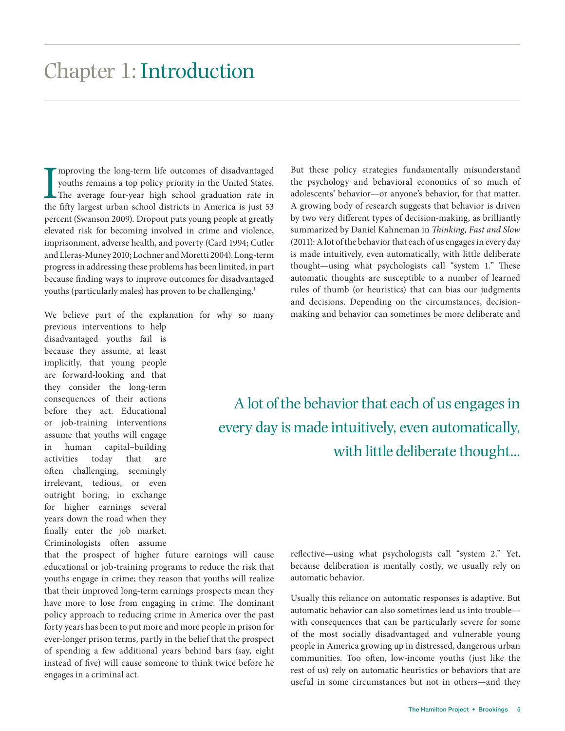# Chapter 1: Introduction

Improving the long-term life outcomes of disadvantaged youths remains a top policy priority in the United States. The average four-year high school graduation rate in the fifty largest urban school districts in America is just 53 percent (Swanson 2009). Dropout puts young people at greatly elevated risk for becoming involved in crime and violence, imprisonment, adverse health, and poverty (Card 1994; Cutler and Lleras-Muney 2010; Lochner and Moretti 2004). Long-term progress in addressing these problems has been limited, in part because finding ways to improve outcomes for disadvantaged youths (particularly males) has proven to be challenging.[1]

We believe part of the explanation for why so many previous interventions to help disadvantaged youths fail is because they assume, at least implicitly, that young people are forward-looking and that they consider the long-term consequences of their actions before they act. Educational or job-training interventions assume that youths will engage in human capital–building activities today that are often challenging, seemingly irrelevant, tedious, or even outright boring, in exchange for higher earnings several years down the road when they finally enter the job market. Criminologists often assume that the prospect of higher future earnings will cause educational or job-training programs to reduce the risk that youths engage in crime; they reason that youths will realize that their improved long-term earnings prospects mean they have more to lose from engaging in crime. The dominant policy approach to reducing crime in America over the past forty years has been to put more and more people in prison for ever-longer prison terms, partly in the belief that the prospect of spending a few additional years behind bars (say, eight instead of five) will cause someone to think twice before he engages in a criminal act.

But these policy strategies fundamentally misunderstand the psychology and behavioral economics of so much of adolescents' behavior—or anyone's behavior, for that matter. A growing body of research suggests that behavior is driven by two very different types of decision-making, as brilliantly summarized by Daniel Kahneman in *Thinking, Fast and Slow* (2011): A lot of the behavior that each of us engages in every day is made intuitively, even automatically, with little deliberate thought—using what psychologists call "system 1." These automatic thoughts are susceptible to a number of learned rules of thumb (or heuristics) that can bias our judgments and decisions. Depending on the circumstances, decision-making and behavior can sometimes be more deliberate and reflective—using what psychologists call "system 2." Yet, because deliberation is mentally costly, we usually rely on automatic behavior.

> A lot of the behavior that each of us engages in every day is made intuitively, even automatically, with little deliberate thought...

Usually this reliance on automatic responses is adaptive. But automatic behavior can also sometimes lead us into trouble—with consequences that can be particularly severe for some of the most socially disadvantaged and vulnerable young people in America growing up in distressed, dangerous urban communities. Too often, low-income youths (just like the rest of us) rely on automatic heuristics or behaviors that are useful in some circumstances but not in others—and they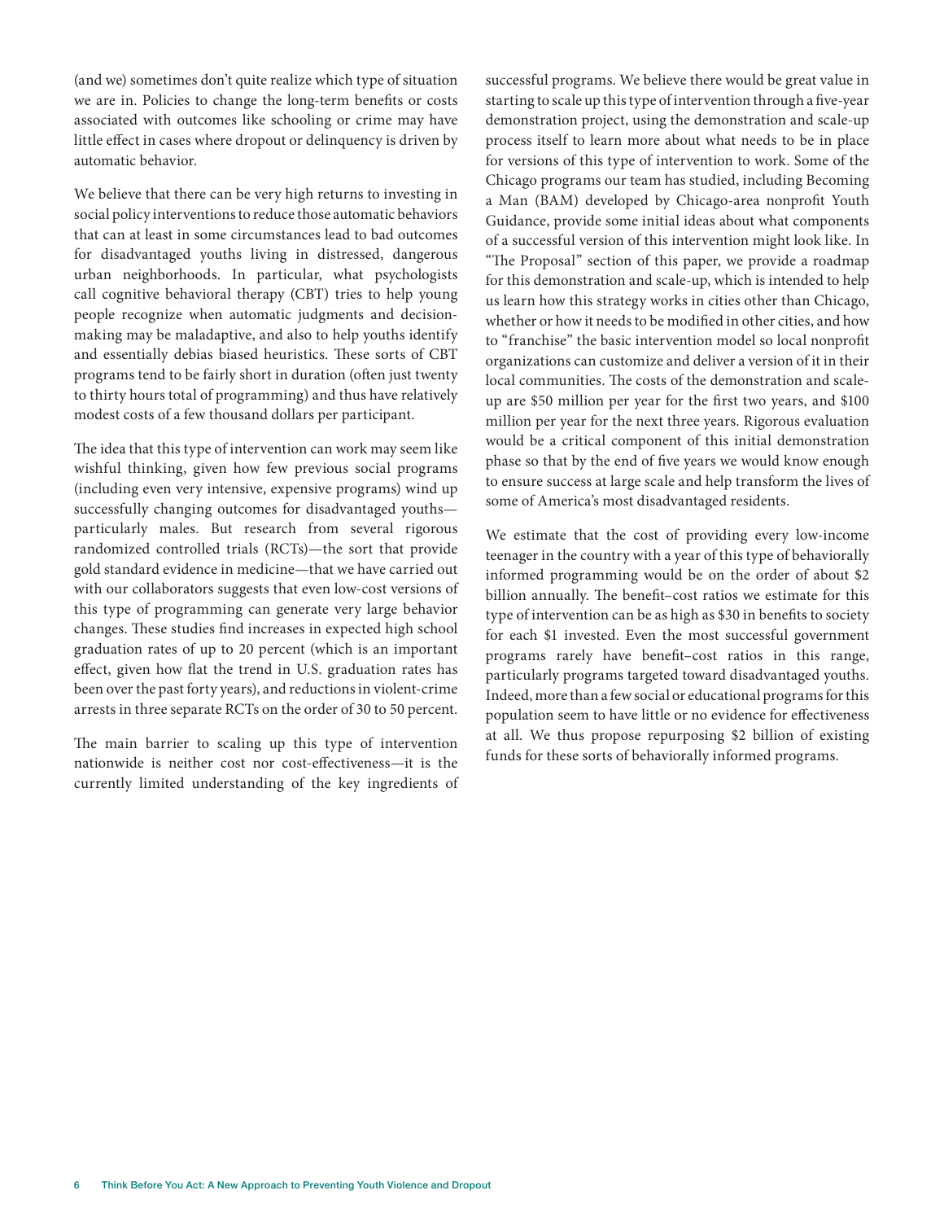(and we) sometimes don't quite realize which type of situation we are in. Policies to change the long-term benefits or costs associated with outcomes like schooling or crime may have little effect in cases where dropout or delinquency is driven by automatic behavior.

We believe that there can be very high returns to investing in social policy interventions to reduce those automatic behaviors that can at least in some circumstances lead to bad outcomes for disadvantaged youths living in distressed, dangerous urban neighborhoods. In particular, what psychologists call cognitive behavioral therapy (CBT) tries to help young people recognize when automatic judgments and decision-making may be maladaptive, and also to help youths identify and essentially debias biased heuristics. These sorts of CBT programs tend to be fairly short in duration (often just twenty to thirty hours total of programming) and thus have relatively modest costs of a few thousand dollars per participant.

The idea that this type of intervention can work may seem like wishful thinking, given how few previous social programs (including even very intensive, expensive programs) wind up successfully changing outcomes for disadvantaged youths—particularly males. But research from several rigorous randomized controlled trials (RCTs)—the sort that provide gold standard evidence in medicine—that we have carried out with our collaborators suggests that even low-cost versions of this type of programming can generate very large behavior changes. These studies find increases in expected high school graduation rates of up to 20 percent (which is an important effect, given how flat the trend in U.S. graduation rates has been over the past forty years), and reductions in violent-crime arrests in three separate RCTs on the order of 30 to 50 percent.

The main barrier to scaling up this type of intervention nationwide is neither cost nor cost-effectiveness—it is the currently limited understanding of the key ingredients of successful programs. We believe there would be great value in starting to scale up this type of intervention through a five-year demonstration project, using the demonstration and scale-up process itself to learn more about what needs to be in place for versions of this type of intervention to work. Some of the Chicago programs our team has studied, including Becoming a Man (BAM) developed by Chicago-area nonprofit Youth Guidance, provide some initial ideas about what components of a successful version of this intervention might look like. In "The Proposal" section of this paper, we provide a roadmap for this demonstration and scale-up, which is intended to help us learn how this strategy works in cities other than Chicago, whether or how it needs to be modified in other cities, and how to "franchise" the basic intervention model so local nonprofit organizations can customize and deliver a version of it in their local communities. The costs of the demonstration and scale-up are $50 million per year for the first two years, and $100 million per year for the next three years. Rigorous evaluation would be a critical component of this initial demonstration phase so that by the end of five years we would know enough to ensure success at large scale and help transform the lives of some of America's most disadvantaged residents.

We estimate that the cost of providing every low-income teenager in the country with a year of this type of behaviorally informed programming would be on the order of about $2 billion annually. The benefit–cost ratios we estimate for this type of intervention can be as high as $30 in benefits to society for each $1 invested. Even the most successful government programs rarely have benefit–cost ratios in this range, particularly programs targeted toward disadvantaged youths. Indeed, more than a few social or educational programs for this population seem to have little or no evidence for effectiveness at all. We thus propose repurposing $2 billion of existing funds for these sorts of behaviorally informed programs.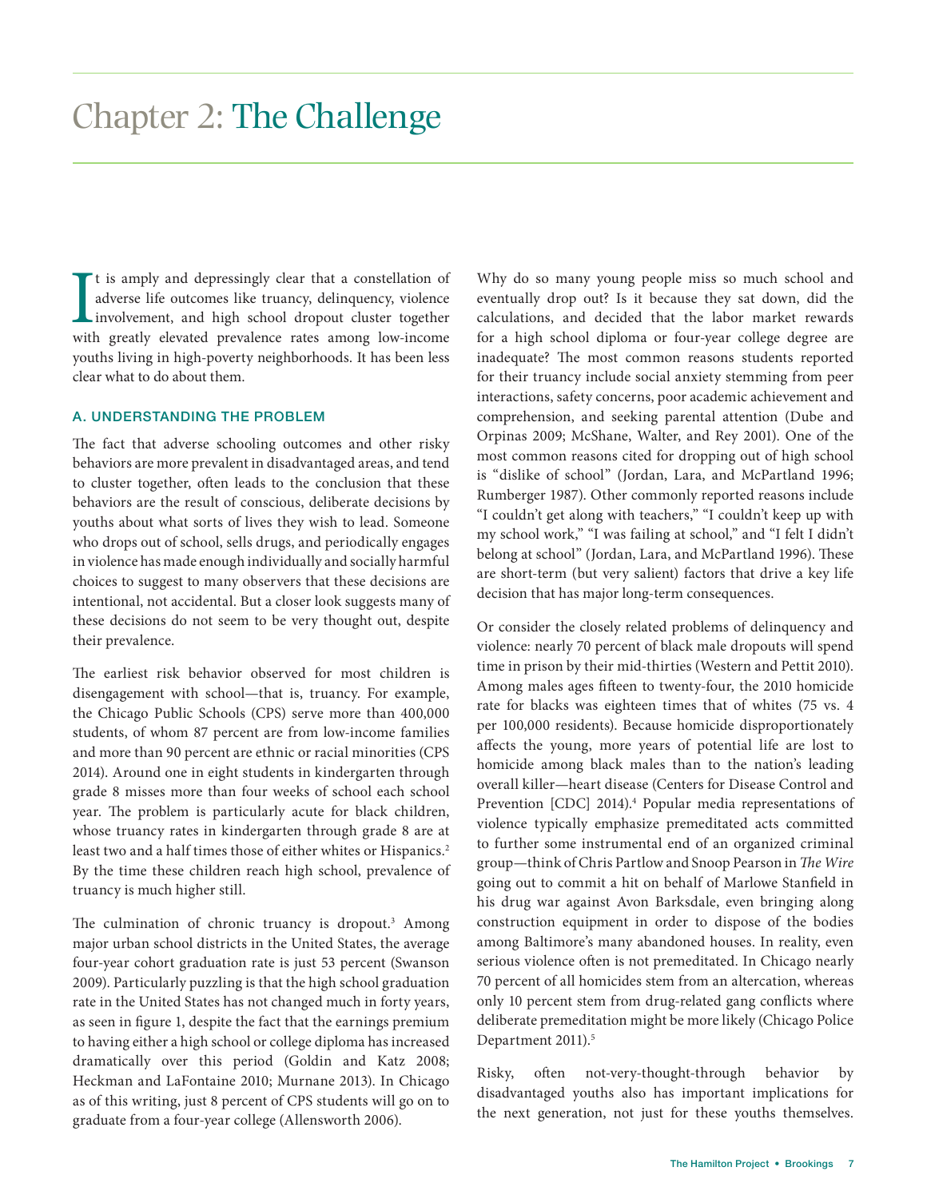# Chapter 2: The Challenge

It is amply and depressingly clear that a constellation of adverse life outcomes like truancy, delinquency, violence involvement, and high school dropout cluster together with greatly elevated prevalence rates among low-income youths living in high-poverty neighborhoods. It has been less clear what to do about them.

### A. UNDERSTANDING THE PROBLEM

The fact that adverse schooling outcomes and other risky behaviors are more prevalent in disadvantaged areas, and tend to cluster together, often leads to the conclusion that these behaviors are the result of conscious, deliberate decisions by youths about what sorts of lives they wish to lead. Someone who drops out of school, sells drugs, and periodically engages in violence has made enough individually and socially harmful choices to suggest to many observers that these decisions are intentional, not accidental. But a closer look suggests many of these decisions do not seem to be very thought out, despite their prevalence.

The earliest risk behavior observed for most children is disengagement with school—that is, truancy. For example, the Chicago Public Schools (CPS) serve more than 400,000 students, of whom 87 percent are from low-income families and more than 90 percent are ethnic or racial minorities (CPS 2014). Around one in eight students in kindergarten through grade 8 misses more than four weeks of school each school year. The problem is particularly acute for black children, whose truancy rates in kindergarten through grade 8 are at least two and a half times those of either whites or Hispanics.[2] By the time these children reach high school, prevalence of truancy is much higher still.

The culmination of chronic truancy is dropout.[3] Among major urban school districts in the United States, the average four-year cohort graduation rate is just 53 percent (Swanson 2009). Particularly puzzling is that the high school graduation rate in the United States has not changed much in forty years, as seen in figure 1, despite the fact that the earnings premium to having either a high school or college diploma has increased dramatically over this period (Goldin and Katz 2008; Heckman and LaFontaine 2010; Murnane 2013). In Chicago as of this writing, just 8 percent of CPS students will go on to graduate from a four-year college (Allensworth 2006).

Why do so many young people miss so much school and eventually drop out? Is it because they sat down, did the calculations, and decided that the labor market rewards for a high school diploma or four-year college degree are inadequate? The most common reasons students reported for their truancy include social anxiety stemming from peer interactions, safety concerns, poor academic achievement and comprehension, and seeking parental attention (Dube and Orpinas 2009; McShane, Walter, and Rey 2001). One of the most common reasons cited for dropping out of high school is "dislike of school" (Jordan, Lara, and McPartland 1996; Rumberger 1987). Other commonly reported reasons include "I couldn't get along with teachers," "I couldn't keep up with my school work," "I was failing at school," and "I felt I didn't belong at school" (Jordan, Lara, and McPartland 1996). These are short-term (but very salient) factors that drive a key life decision that has major long-term consequences.

Or consider the closely related problems of delinquency and violence: nearly 70 percent of black male dropouts will spend time in prison by their mid-thirties (Western and Pettit 2010). Among males ages fifteen to twenty-four, the 2010 homicide rate for blacks was eighteen times that of whites (75 vs. 4 per 100,000 residents). Because homicide disproportionately affects the young, more years of potential life are lost to homicide among black males than to the nation's leading overall killer—heart disease (Centers for Disease Control and Prevention [CDC] 2014).[4] Popular media representations of violence typically emphasize premeditated acts committed to further some instrumental end of an organized criminal group—think of Chris Partlow and Snoop Pearson in *The Wire* going out to commit a hit on behalf of Marlowe Stanfield in his drug war against Avon Barksdale, even bringing along construction equipment in order to dispose of the bodies among Baltimore's many abandoned houses. In reality, even serious violence often is not premeditated. In Chicago nearly 70 percent of all homicides stem from an altercation, whereas only 10 percent stem from drug-related gang conflicts where deliberate premeditation might be more likely (Chicago Police Department 2011).[5]

Risky, often not-very-thought-through behavior by disadvantaged youths also has important implications for the next generation, not just for these youths themselves.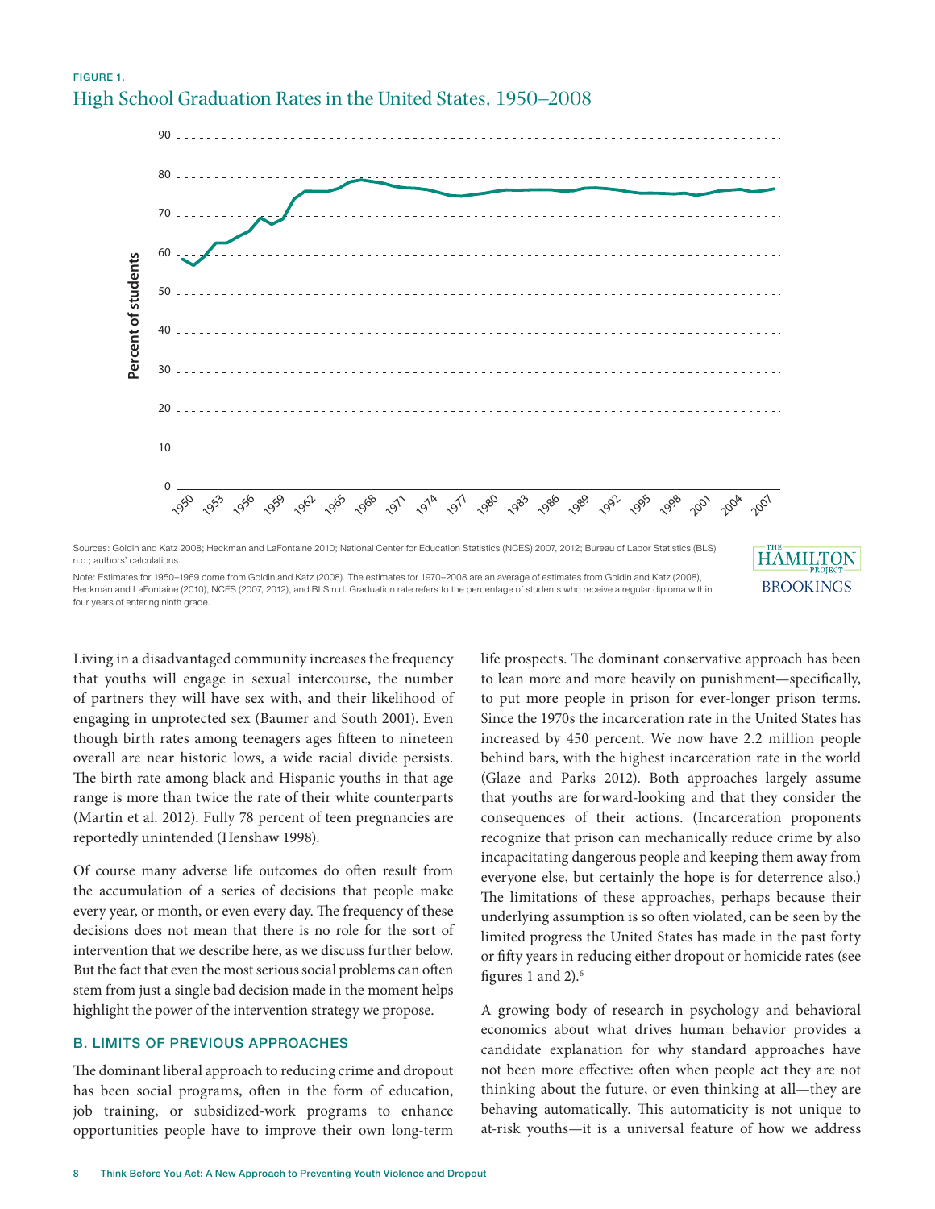FIGURE 1.

High School Graduation Rates in the United States, 1950–2008

Sources: Goldin and Katz 2008; Heckman and LaFontaine 2010; National Center for Education Statistics (NCES) 2007, 2012; Bureau of Labor Statistics (BLS) n.d.; authors' calculations.

Note: Estimates for 1950–1969 come from Goldin and Katz (2008). The estimates for 1970–2008 are an average of estimates from Goldin and Katz (2008), Heckman and LaFontaine (2010), NCES (2007, 2012), and BLS n.d. Graduation rate refers to the percentage of students who receive a regular diploma within four years of entering ninth grade.

Living in a disadvantaged community increases the frequency that youths will engage in sexual intercourse, the number of partners they will have sex with, and their likelihood of engaging in unprotected sex (Baumer and South 2001). Even though birth rates among teenagers ages fifteen to nineteen overall are near historic lows, a wide racial divide persists. The birth rate among black and Hispanic youths in that age range is more than twice the rate of their white counterparts (Martin et al. 2012). Fully 78 percent of teen pregnancies are reportedly unintended (Henshaw 1998).

Of course many adverse life outcomes do often result from the accumulation of a series of decisions that people make every year, or month, or even every day. The frequency of these decisions does not mean that there is no role for the sort of intervention that we describe here, as we discuss further below. But the fact that even the most serious social problems can often stem from just a single bad decision made in the moment helps highlight the power of the intervention strategy we propose.

### B. LIMITS OF PREVIOUS APPROACHES

The dominant liberal approach to reducing crime and dropout has been social programs, often in the form of education, job training, or subsidized-work programs to enhance opportunities people have to improve their own long-term life prospects. The dominant conservative approach has been to lean more and more heavily on punishment—specifically, to put more people in prison for ever-longer prison terms. Since the 1970s the incarceration rate in the United States has increased by 450 percent. We now have 2.2 million people behind bars, with the highest incarceration rate in the world (Glaze and Parks 2012). Both approaches largely assume that youths are forward-looking and that they consider the consequences of their actions. (Incarceration proponents recognize that prison can mechanically reduce crime by also incapacitating dangerous people and keeping them away from everyone else, but certainly the hope is for deterrence also.) The limitations of these approaches, perhaps because their underlying assumption is so often violated, can be seen by the limited progress the United States has made in the past forty or fifty years in reducing either dropout or homicide rates (see figures 1 and 2).[6]

A growing body of research in psychology and behavioral economics about what drives human behavior provides a candidate explanation for why standard approaches have not been more effective: often when people act they are not thinking about the future, or even thinking at all—they are behaving automatically. This automaticity is not unique to at-risk youths—it is a universal feature of how we address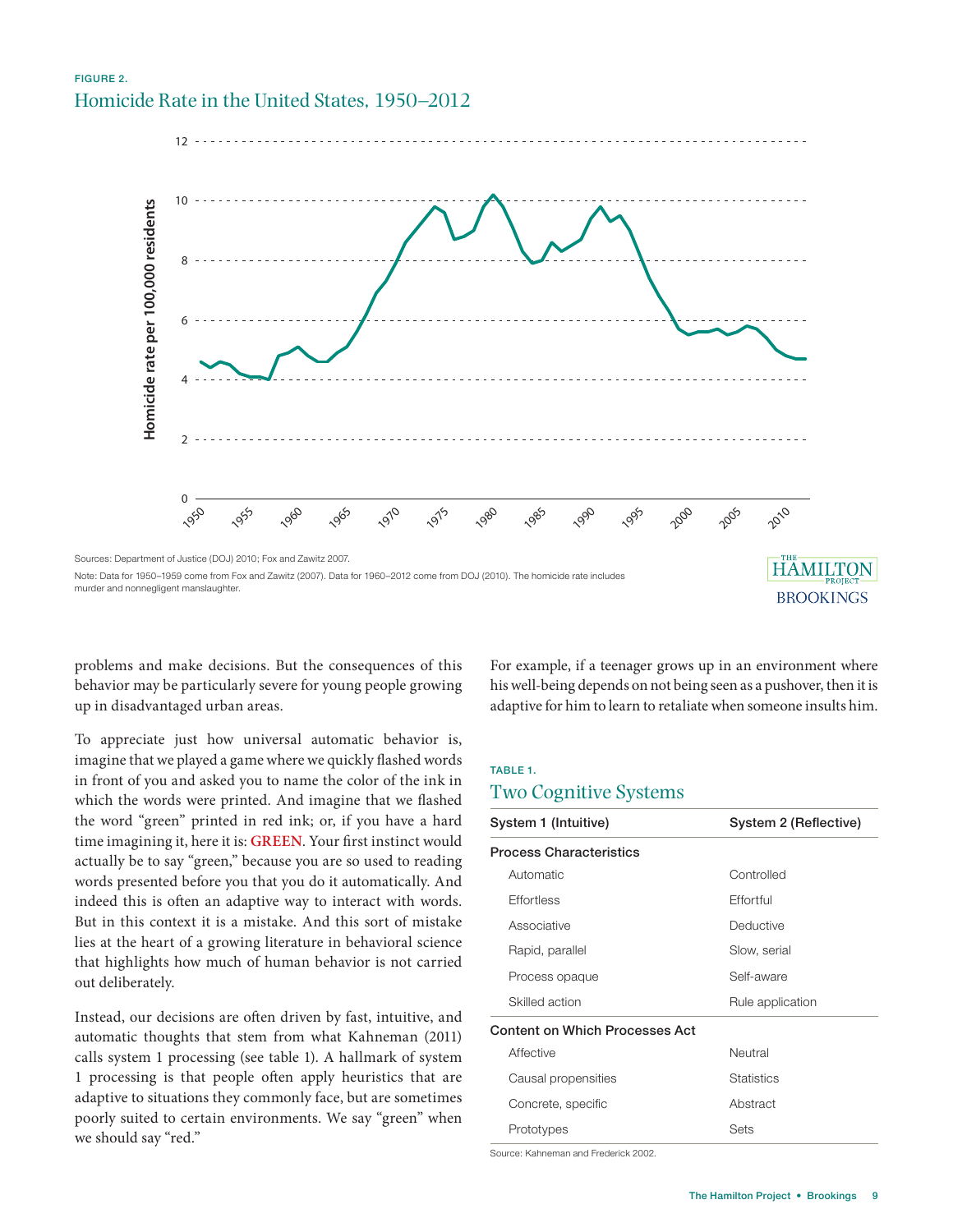FIGURE 2.

## Homicide Rate in the United States, 1950–2012

Sources: Department of Justice (DOJ) 2010; Fox and Zawitz 2007.

Note: Data for 1950–1959 come from Fox and Zawitz (2007). Data for 1960–2012 come from DOJ (2010). The homicide rate includes murder and nonnegligent manslaughter.

problems and make decisions. But the consequences of this behavior may be particularly severe for young people growing up in disadvantaged urban areas.

To appreciate just how universal automatic behavior is, imagine that we played a game where we quickly flashed words in front of you and asked you to name the color of the ink in which the words were printed. And imagine that we flashed the word "green" printed in red ink; or, if you have a hard time imagining it, here it is: **GREEN**. Your first instinct would actually be to say "green," because you are so used to reading words presented before you that you do it automatically. And indeed this is often an adaptive way to interact with words. But in this context it is a mistake. And this sort of mistake lies at the heart of a growing literature in behavioral science that highlights how much of human behavior is not carried out deliberately.

Instead, our decisions are often driven by fast, intuitive, and automatic thoughts that stem from what Kahneman (2011) calls system 1 processing (see table 1). A hallmark of system 1 processing is that people often apply heuristics that are adaptive to situations they commonly face, but are sometimes poorly suited to certain environments. We say "green" when we should say "red."

For example, if a teenager grows up in an environment where his well-being depends on not being seen as a pushover, then it is adaptive for him to learn to retaliate when someone insults him.

TABLE 1.

## Two Cognitive Systems

| System 1 (Intuitive) | System 2 (Reflective) |
|---|---|
| **Process Characteristics** | |
| Automatic | Controlled |
| Effortless | Effortful |
| Associative | Deductive |
| Rapid, parallel | Slow, serial |
| Process opaque | Self-aware |
| Skilled action | Rule application |
| **Content on Which Processes Act** | |
| Affective | Neutral |
| Causal propensities | Statistics |
| Concrete, specific | Abstract |
| Prototypes | Sets |

Source: Kahneman and Frederick 2002.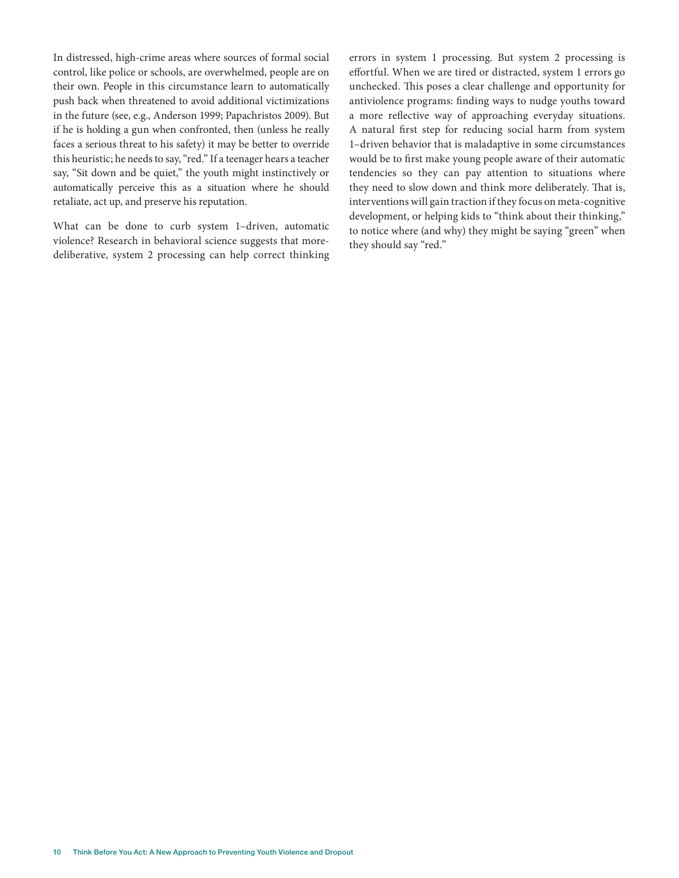In distressed, high-crime areas where sources of formal social control, like police or schools, are overwhelmed, people are on their own. People in this circumstance learn to automatically push back when threatened to avoid additional victimizations in the future (see, e.g., Anderson 1999; Papachristos 2009). But if he is holding a gun when confronted, then (unless he really faces a serious threat to his safety) it may be better to override this heuristic; he needs to say, "red." If a teenager hears a teacher say, "Sit down and be quiet," the youth might instinctively or automatically perceive this as a situation where he should retaliate, act up, and preserve his reputation.

What can be done to curb system 1–driven, automatic violence? Research in behavioral science suggests that more-deliberative, system 2 processing can help correct thinking errors in system 1 processing. But system 2 processing is effortful. When we are tired or distracted, system 1 errors go unchecked. This poses a clear challenge and opportunity for antiviolence programs: finding ways to nudge youths toward a more reflective way of approaching everyday situations. A natural first step for reducing social harm from system 1–driven behavior that is maladaptive in some circumstances would be to first make young people aware of their automatic tendencies so they can pay attention to situations where they need to slow down and think more deliberately. That is, interventions will gain traction if they focus on meta-cognitive development, or helping kids to "think about their thinking," to notice where (and why) they might be saying "green" when they should say "red."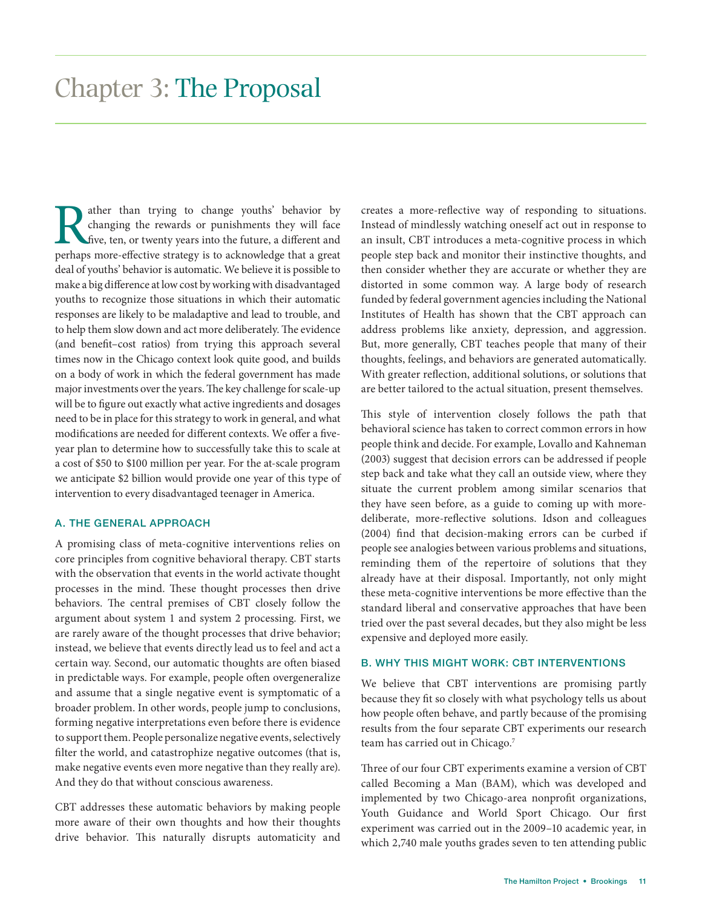# Chapter 3: The Proposal

Rather than trying to change youths' behavior by changing the rewards or punishments they will face five, ten, or twenty years into the future, a different and perhaps more-effective strategy is to acknowledge that a great deal of youths' behavior is automatic. We believe it is possible to make a big difference at low cost by working with disadvantaged youths to recognize those situations in which their automatic responses are likely to be maladaptive and lead to trouble, and to help them slow down and act more deliberately. The evidence (and benefit–cost ratios) from trying this approach several times now in the Chicago context look quite good, and builds on a body of work in which the federal government has made major investments over the years. The key challenge for scale-up will be to figure out exactly what active ingredients and dosages need to be in place for this strategy to work in general, and what modifications are needed for different contexts. We offer a five-year plan to determine how to successfully take this to scale at a cost of $50 to $100 million per year. For the at-scale program we anticipate $2 billion would provide one year of this type of intervention to every disadvantaged teenager in America.

## A. THE GENERAL APPROACH

A promising class of meta-cognitive interventions relies on core principles from cognitive behavioral therapy. CBT starts with the observation that events in the world activate thought processes in the mind. These thought processes then drive behaviors. The central premises of CBT closely follow the argument about system 1 and system 2 processing. First, we are rarely aware of the thought processes that drive behavior; instead, we believe that events directly lead us to feel and act a certain way. Second, our automatic thoughts are often biased in predictable ways. For example, people often overgeneralize and assume that a single negative event is symptomatic of a broader problem. In other words, people jump to conclusions, forming negative interpretations even before there is evidence to support them. People personalize negative events, selectively filter the world, and catastrophize negative outcomes (that is, make negative events even more negative than they really are). And they do that without conscious awareness.

CBT addresses these automatic behaviors by making people more aware of their own thoughts and how their thoughts drive behavior. This naturally disrupts automaticity and creates a more-reflective way of responding to situations. Instead of mindlessly watching oneself act out in response to an insult, CBT introduces a meta-cognitive process in which people step back and monitor their instinctive thoughts, and then consider whether they are accurate or whether they are distorted in some common way. A large body of research funded by federal government agencies including the National Institutes of Health has shown that the CBT approach can address problems like anxiety, depression, and aggression. But, more generally, CBT teaches people that many of their thoughts, feelings, and behaviors are generated automatically. With greater reflection, additional solutions, or solutions that are better tailored to the actual situation, present themselves.

This style of intervention closely follows the path that behavioral science has taken to correct common errors in how people think and decide. For example, Lovallo and Kahneman (2003) suggest that decision errors can be addressed if people step back and take what they call an outside view, where they situate the current problem among similar scenarios that they have seen before, as a guide to coming up with more-deliberate, more-reflective solutions. Idson and colleagues (2004) find that decision-making errors can be curbed if people see analogies between various problems and situations, reminding them of the repertoire of solutions that they already have at their disposal. Importantly, not only might these meta-cognitive interventions be more effective than the standard liberal and conservative approaches that have been tried over the past several decades, but they also might be less expensive and deployed more easily.

## B. WHY THIS MIGHT WORK: CBT INTERVENTIONS

We believe that CBT interventions are promising partly because they fit so closely with what psychology tells us about how people often behave, and partly because of the promising results from the four separate CBT experiments our research team has carried out in Chicago.[7]

Three of our four CBT experiments examine a version of CBT called Becoming a Man (BAM), which was developed and implemented by two Chicago-area nonprofit organizations, Youth Guidance and World Sport Chicago. Our first experiment was carried out in the 2009–10 academic year, in which 2,740 male youths grades seven to ten attending public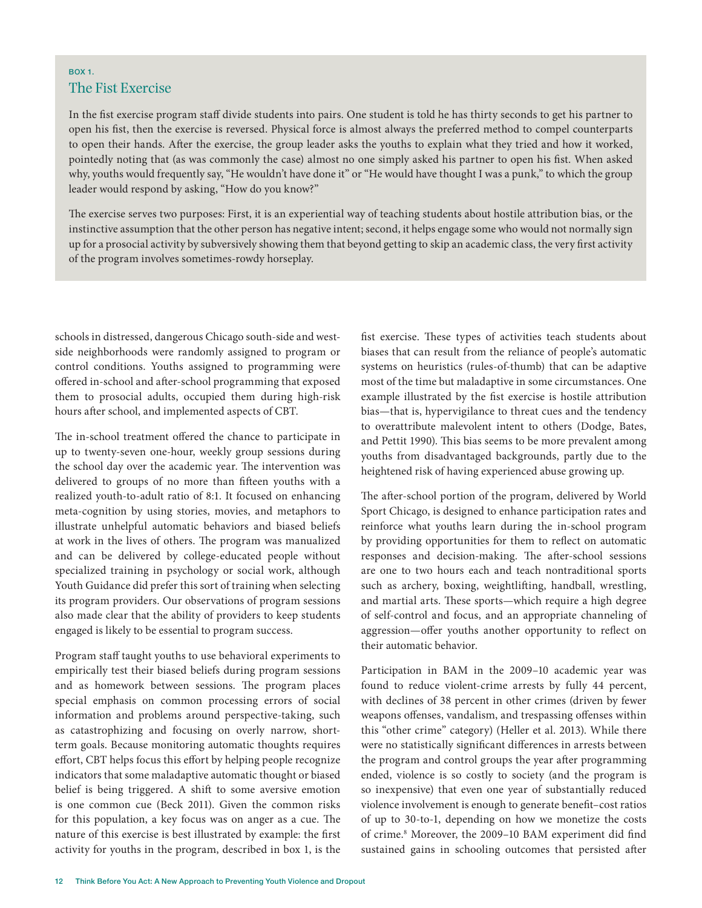**BOX 1.**

### The Fist Exercise

In the fist exercise program staff divide students into pairs. One student is told he has thirty seconds to get his partner to open his fist, then the exercise is reversed. Physical force is almost always the preferred method to compel counterparts to open their hands. After the exercise, the group leader asks the youths to explain what they tried and how it worked, pointedly noting that (as was commonly the case) almost no one simply asked his partner to open his fist. When asked why, youths would frequently say, "He wouldn't have done it" or "He would have thought I was a punk," to which the group leader would respond by asking, "How do you know?"

The exercise serves two purposes: First, it is an experiential way of teaching students about hostile attribution bias, or the instinctive assumption that the other person has negative intent; second, it helps engage some who would not normally sign up for a prosocial activity by subversively showing them that beyond getting to skip an academic class, the very first activity of the program involves sometimes-rowdy horseplay.

---

schools in distressed, dangerous Chicago south-side and west-side neighborhoods were randomly assigned to program or control conditions. Youths assigned to programming were offered in-school and after-school programming that exposed them to prosocial adults, occupied them during high-risk hours after school, and implemented aspects of CBT.

The in-school treatment offered the chance to participate in up to twenty-seven one-hour, weekly group sessions during the school day over the academic year. The intervention was delivered to groups of no more than fifteen youths with a realized youth-to-adult ratio of 8:1. It focused on enhancing meta-cognition by using stories, movies, and metaphors to illustrate unhelpful automatic behaviors and biased beliefs at work in the lives of others. The program was manualized and can be delivered by college-educated people without specialized training in psychology or social work, although Youth Guidance did prefer this sort of training when selecting its program providers. Our observations of program sessions also made clear that the ability of providers to keep students engaged is likely to be essential to program success.

Program staff taught youths to use behavioral experiments to empirically test their biased beliefs during program sessions and as homework between sessions. The program places special emphasis on common processing errors of social information and problems around perspective-taking, such as catastrophizing and focusing on overly narrow, short-term goals. Because monitoring automatic thoughts requires effort, CBT helps focus this effort by helping people recognize indicators that some maladaptive automatic thought or biased belief is being triggered. A shift to some aversive emotion is one common cue (Beck 2011). Given the common risks for this population, a key focus was on anger as a cue. The nature of this exercise is best illustrated by example: the first activity for youths in the program, described in box 1, is the fist exercise. These types of activities teach students about biases that can result from the reliance of people's automatic systems on heuristics (rules-of-thumb) that can be adaptive most of the time but maladaptive in some circumstances. One example illustrated by the fist exercise is hostile attribution bias—that is, hypervigilance to threat cues and the tendency to overattribute malevolent intent to others (Dodge, Bates, and Pettit 1990). This bias seems to be more prevalent among youths from disadvantaged backgrounds, partly due to the heightened risk of having experienced abuse growing up.

The after-school portion of the program, delivered by World Sport Chicago, is designed to enhance participation rates and reinforce what youths learn during the in-school program by providing opportunities for them to reflect on automatic responses and decision-making. The after-school sessions are one to two hours each and teach nontraditional sports such as archery, boxing, weightlifting, handball, wrestling, and martial arts. These sports—which require a high degree of self-control and focus, and an appropriate channeling of aggression—offer youths another opportunity to reflect on their automatic behavior.

Participation in BAM in the 2009–10 academic year was found to reduce violent-crime arrests by fully 44 percent, with declines of 38 percent in other crimes (driven by fewer weapons offenses, vandalism, and trespassing offenses within this "other crime" category) (Heller et al. 2013). While there were no statistically significant differences in arrests between the program and control groups the year after programming ended, violence is so costly to society (and the program is so inexpensive) that even one year of substantially reduced violence involvement is enough to generate benefit–cost ratios of up to 30-to-1, depending on how we monetize the costs of crime.[8] Moreover, the 2009–10 BAM experiment did find sustained gains in schooling outcomes that persisted after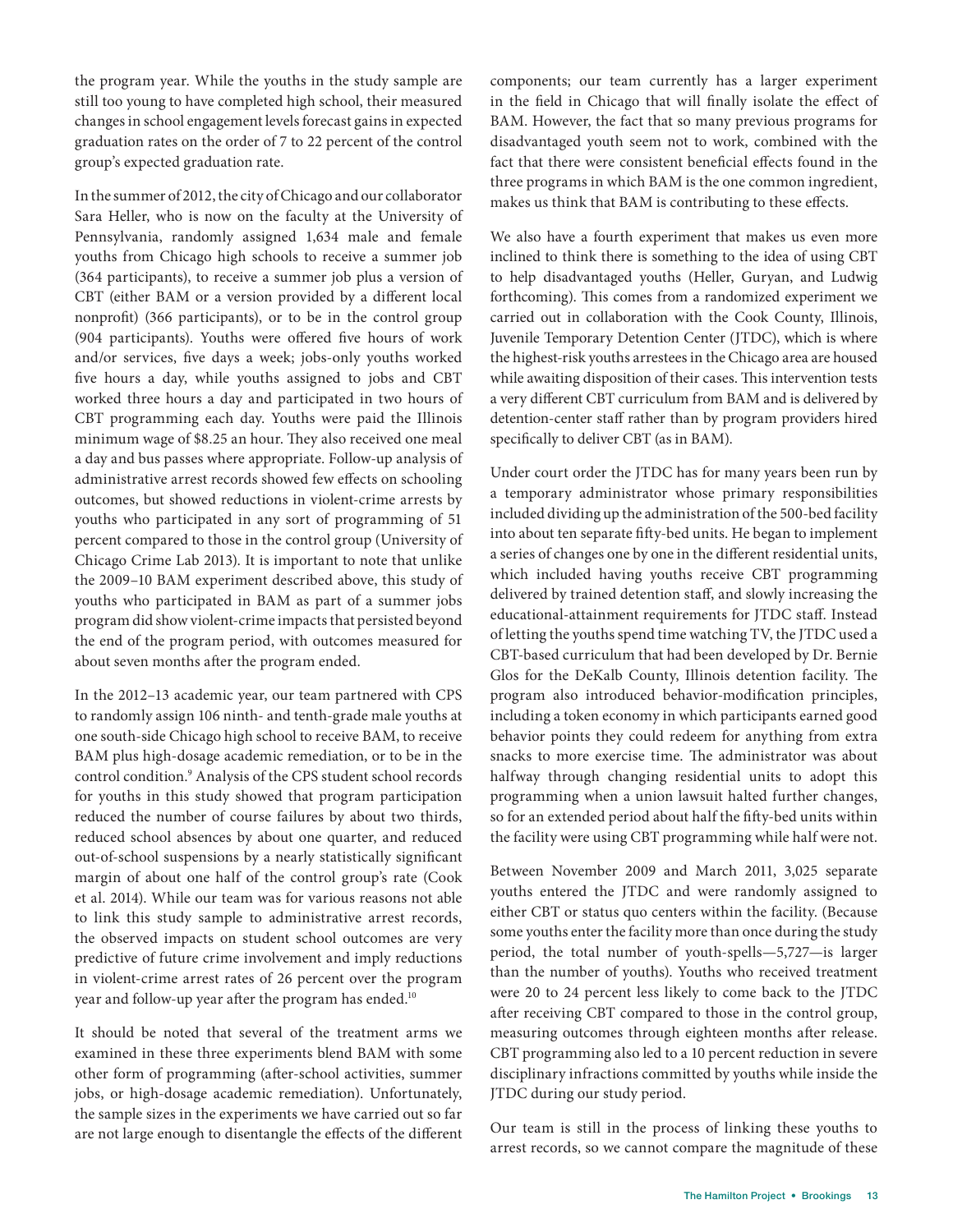the program year. While the youths in the study sample are still too young to have completed high school, their measured changes in school engagement levels forecast gains in expected graduation rates on the order of 7 to 22 percent of the control group's expected graduation rate.

In the summer of 2012, the city of Chicago and our collaborator Sara Heller, who is now on the faculty at the University of Pennsylvania, randomly assigned 1,634 male and female youths from Chicago high schools to receive a summer job (364 participants), to receive a summer job plus a version of CBT (either BAM or a version provided by a different local nonprofit) (366 participants), or to be in the control group (904 participants). Youths were offered five hours of work and/or services, five days a week; jobs-only youths worked five hours a day, while youths assigned to jobs and CBT worked three hours a day and participated in two hours of CBT programming each day. Youths were paid the Illinois minimum wage of $8.25 an hour. They also received one meal a day and bus passes where appropriate. Follow-up analysis of administrative arrest records showed few effects on schooling outcomes, but showed reductions in violent-crime arrests by youths who participated in any sort of programming of 51 percent compared to those in the control group (University of Chicago Crime Lab 2013). It is important to note that unlike the 2009–10 BAM experiment described above, this study of youths who participated in BAM as part of a summer jobs program did show violent-crime impacts that persisted beyond the end of the program period, with outcomes measured for about seven months after the program ended.

In the 2012–13 academic year, our team partnered with CPS to randomly assign 106 ninth- and tenth-grade male youths at one south-side Chicago high school to receive BAM, to receive BAM plus high-dosage academic remediation, or to be in the control condition.[9] Analysis of the CPS student school records for youths in this study showed that program participation reduced the number of course failures by about two thirds, reduced school absences by about one quarter, and reduced out-of-school suspensions by a nearly statistically significant margin of about one half of the control group's rate (Cook et al. 2014). While our team was for various reasons not able to link this study sample to administrative arrest records, the observed impacts on student school outcomes are very predictive of future crime involvement and imply reductions in violent-crime arrest rates of 26 percent over the program year and follow-up year after the program has ended.[10]

It should be noted that several of the treatment arms we examined in these three experiments blend BAM with some other form of programming (after-school activities, summer jobs, or high-dosage academic remediation). Unfortunately, the sample sizes in the experiments we have carried out so far are not large enough to disentangle the effects of the different components; our team currently has a larger experiment in the field in Chicago that will finally isolate the effect of BAM. However, the fact that so many previous programs for disadvantaged youth seem not to work, combined with the fact that there were consistent beneficial effects found in the three programs in which BAM is the one common ingredient, makes us think that BAM is contributing to these effects.

We also have a fourth experiment that makes us even more inclined to think there is something to the idea of using CBT to help disadvantaged youths (Heller, Guryan, and Ludwig forthcoming). This comes from a randomized experiment we carried out in collaboration with the Cook County, Illinois, Juvenile Temporary Detention Center (JTDC), which is where the highest-risk youths arrestees in the Chicago area are housed while awaiting disposition of their cases. This intervention tests a very different CBT curriculum from BAM and is delivered by detention-center staff rather than by program providers hired specifically to deliver CBT (as in BAM).

Under court order the JTDC has for many years been run by a temporary administrator whose primary responsibilities included dividing up the administration of the 500-bed facility into about ten separate fifty-bed units. He began to implement a series of changes one by one in the different residential units, which included having youths receive CBT programming delivered by trained detention staff, and slowly increasing the educational-attainment requirements for JTDC staff. Instead of letting the youths spend time watching TV, the JTDC used a CBT-based curriculum that had been developed by Dr. Bernie Glos for the DeKalb County, Illinois detention facility. The program also introduced behavior-modification principles, including a token economy in which participants earned good behavior points they could redeem for anything from extra snacks to more exercise time. The administrator was about halfway through changing residential units to adopt this programming when a union lawsuit halted further changes, so for an extended period about half the fifty-bed units within the facility were using CBT programming while half were not.

Between November 2009 and March 2011, 3,025 separate youths entered the JTDC and were randomly assigned to either CBT or status quo centers within the facility. (Because some youths enter the facility more than once during the study period, the total number of youth-spells—5,727—is larger than the number of youths). Youths who received treatment were 20 to 24 percent less likely to come back to the JTDC after receiving CBT compared to those in the control group, measuring outcomes through eighteen months after release. CBT programming also led to a 10 percent reduction in severe disciplinary infractions committed by youths while inside the JTDC during our study period.

Our team is still in the process of linking these youths to arrest records, so we cannot compare the magnitude of these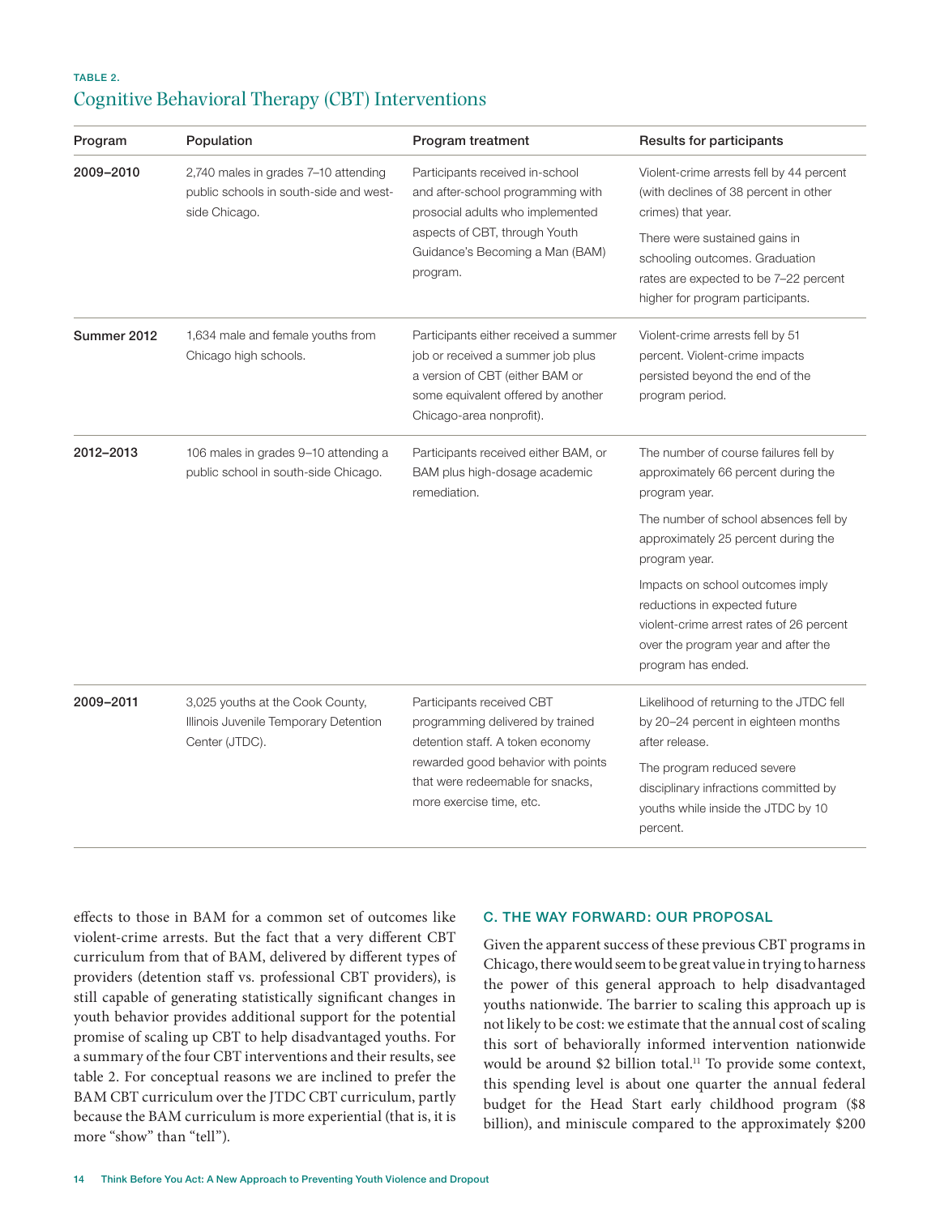TABLE 2.

## Cognitive Behavioral Therapy (CBT) Interventions

| Program | Population | Program treatment | Results for participants |
|---|---|---|---|
| **2009–2010** | 2,740 males in grades 7–10 attending public schools in south-side and west-side Chicago. | Participants received in-school and after-school programming with prosocial adults who implemented aspects of CBT, through Youth Guidance's Becoming a Man (BAM) program. | Violent-crime arrests fell by 44 percent (with declines of 38 percent in other crimes) that year. There were sustained gains in schooling outcomes. Graduation rates are expected to be 7–22 percent higher for program participants. |
| **Summer 2012** | 1,634 male and female youths from Chicago high schools. | Participants either received a summer job or received a summer job plus a version of CBT (either BAM or some equivalent offered by another Chicago-area nonprofit). | Violent-crime arrests fell by 51 percent. Violent-crime impacts persisted beyond the end of the program period. |
| **2012–2013** | 106 males in grades 9–10 attending a public school in south-side Chicago. | Participants received either BAM, or BAM plus high-dosage academic remediation. | The number of course failures fell by approximately 66 percent during the program year. The number of school absences fell by approximately 25 percent during the program year. Impacts on school outcomes imply reductions in expected future violent-crime arrest rates of 26 percent over the program year and after the program has ended. |
| **2009–2011** | 3,025 youths at the Cook County, Illinois Juvenile Temporary Detention Center (JTDC). | Participants received CBT programming delivered by trained detention staff. A token economy rewarded good behavior with points that were redeemable for snacks, more exercise time, etc. | Likelihood of returning to the JTDC fell by 20–24 percent in eighteen months after release. The program reduced severe disciplinary infractions committed by youths while inside the JTDC by 10 percent. |

effects to those in BAM for a common set of outcomes like violent-crime arrests. But the fact that a very different CBT curriculum from that of BAM, delivered by different types of providers (detention staff vs. professional CBT providers), is still capable of generating statistically significant changes in youth behavior provides additional support for the potential promise of scaling up CBT to help disadvantaged youths. For a summary of the four CBT interventions and their results, see table 2. For conceptual reasons we are inclined to prefer the BAM CBT curriculum over the JTDC CBT curriculum, partly because the BAM curriculum is more experiential (that is, it is more "show" than "tell").

### C. THE WAY FORWARD: OUR PROPOSAL

Given the apparent success of these previous CBT programs in Chicago, there would seem to be great value in trying to harness the power of this general approach to help disadvantaged youths nationwide. The barrier to scaling this approach up is not likely to be cost: we estimate that the annual cost of scaling this sort of behaviorally informed intervention nationwide would be around $2 billion total.[11] To provide some context, this spending level is about one quarter the annual federal budget for the Head Start early childhood program ($8 billion), and miniscule compared to the approximately $200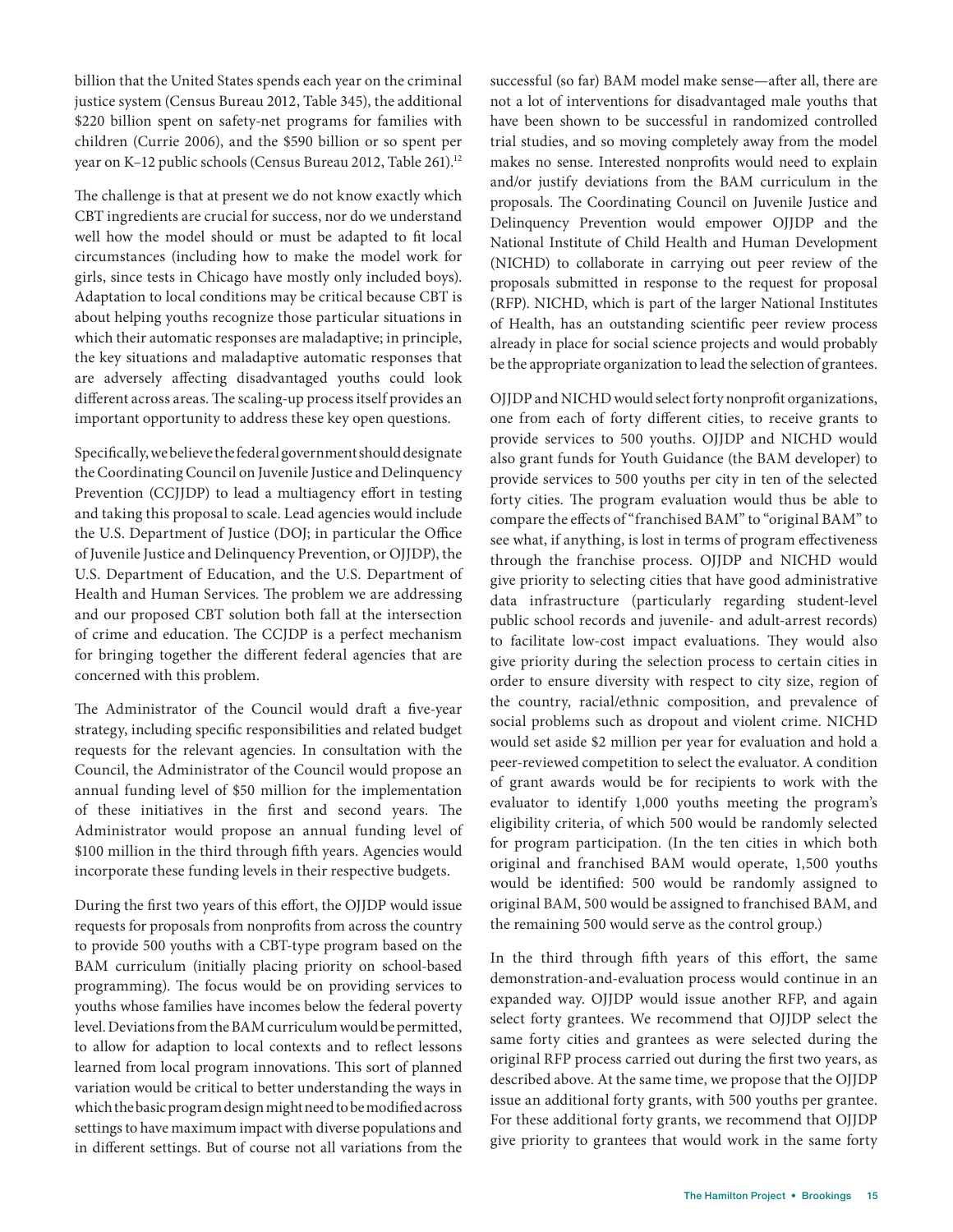billion that the United States spends each year on the criminal justice system (Census Bureau 2012, Table 345), the additional $220 billion spent on safety-net programs for families with children (Currie 2006), and the $590 billion or so spent per year on K–12 public schools (Census Bureau 2012, Table 261).[12]

The challenge is that at present we do not know exactly which CBT ingredients are crucial for success, nor do we understand well how the model should or must be adapted to fit local circumstances (including how to make the model work for girls, since tests in Chicago have mostly only included boys). Adaptation to local conditions may be critical because CBT is about helping youths recognize those particular situations in which their automatic responses are maladaptive; in principle, the key situations and maladaptive automatic responses that are adversely affecting disadvantaged youths could look different across areas. The scaling-up process itself provides an important opportunity to address these key open questions.

Specifically, we believe the federal government should designate the Coordinating Council on Juvenile Justice and Delinquency Prevention (CCJJDP) to lead a multiagency effort in testing and taking this proposal to scale. Lead agencies would include the U.S. Department of Justice (DOJ; in particular the Office of Juvenile Justice and Delinquency Prevention, or OJJDP), the U.S. Department of Education, and the U.S. Department of Health and Human Services. The problem we are addressing and our proposed CBT solution both fall at the intersection of crime and education. The CCJDP is a perfect mechanism for bringing together the different federal agencies that are concerned with this problem.

The Administrator of the Council would draft a five-year strategy, including specific responsibilities and related budget requests for the relevant agencies. In consultation with the Council, the Administrator of the Council would propose an annual funding level of $50 million for the implementation of these initiatives in the first and second years. The Administrator would propose an annual funding level of $100 million in the third through fifth years. Agencies would incorporate these funding levels in their respective budgets.

During the first two years of this effort, the OJJDP would issue requests for proposals from nonprofits from across the country to provide 500 youths with a CBT-type program based on the BAM curriculum (initially placing priority on school-based programming). The focus would be on providing services to youths whose families have incomes below the federal poverty level. Deviations from the BAM curriculum would be permitted, to allow for adaption to local contexts and to reflect lessons learned from local program innovations. This sort of planned variation would be critical to better understanding the ways in which the basic program design might need to be modified across settings to have maximum impact with diverse populations and in different settings. But of course not all variations from the successful (so far) BAM model make sense—after all, there are not a lot of interventions for disadvantaged male youths that have been shown to be successful in randomized controlled trial studies, and so moving completely away from the model makes no sense. Interested nonprofits would need to explain and/or justify deviations from the BAM curriculum in the proposals. The Coordinating Council on Juvenile Justice and Delinquency Prevention would empower OJJDP and the National Institute of Child Health and Human Development (NICHD) to collaborate in carrying out peer review of the proposals submitted in response to the request for proposal (RFP). NICHD, which is part of the larger National Institutes of Health, has an outstanding scientific peer review process already in place for social science projects and would probably be the appropriate organization to lead the selection of grantees.

OJJDP and NICHD would select forty nonprofit organizations, one from each of forty different cities, to receive grants to provide services to 500 youths. OJJDP and NICHD would also grant funds for Youth Guidance (the BAM developer) to provide services to 500 youths per city in ten of the selected forty cities. The program evaluation would thus be able to compare the effects of "franchised BAM" to "original BAM" to see what, if anything, is lost in terms of program effectiveness through the franchise process. OJJDP and NICHD would give priority to selecting cities that have good administrative data infrastructure (particularly regarding student-level public school records and juvenile- and adult-arrest records) to facilitate low-cost impact evaluations. They would also give priority during the selection process to certain cities in order to ensure diversity with respect to city size, region of the country, racial/ethnic composition, and prevalence of social problems such as dropout and violent crime. NICHD would set aside $2 million per year for evaluation and hold a peer-reviewed competition to select the evaluator. A condition of grant awards would be for recipients to work with the evaluator to identify 1,000 youths meeting the program's eligibility criteria, of which 500 would be randomly selected for program participation. (In the ten cities in which both original and franchised BAM would operate, 1,500 youths would be identified: 500 would be randomly assigned to original BAM, 500 would be assigned to franchised BAM, and the remaining 500 would serve as the control group.)

In the third through fifth years of this effort, the same demonstration-and-evaluation process would continue in an expanded way. OJJDP would issue another RFP, and again select forty grantees. We recommend that OJJDP select the same forty cities and grantees as were selected during the original RFP process carried out during the first two years, as described above. At the same time, we propose that the OJJDP issue an additional forty grants, with 500 youths per grantee. For these additional forty grants, we recommend that OJJDP give priority to grantees that would work in the same forty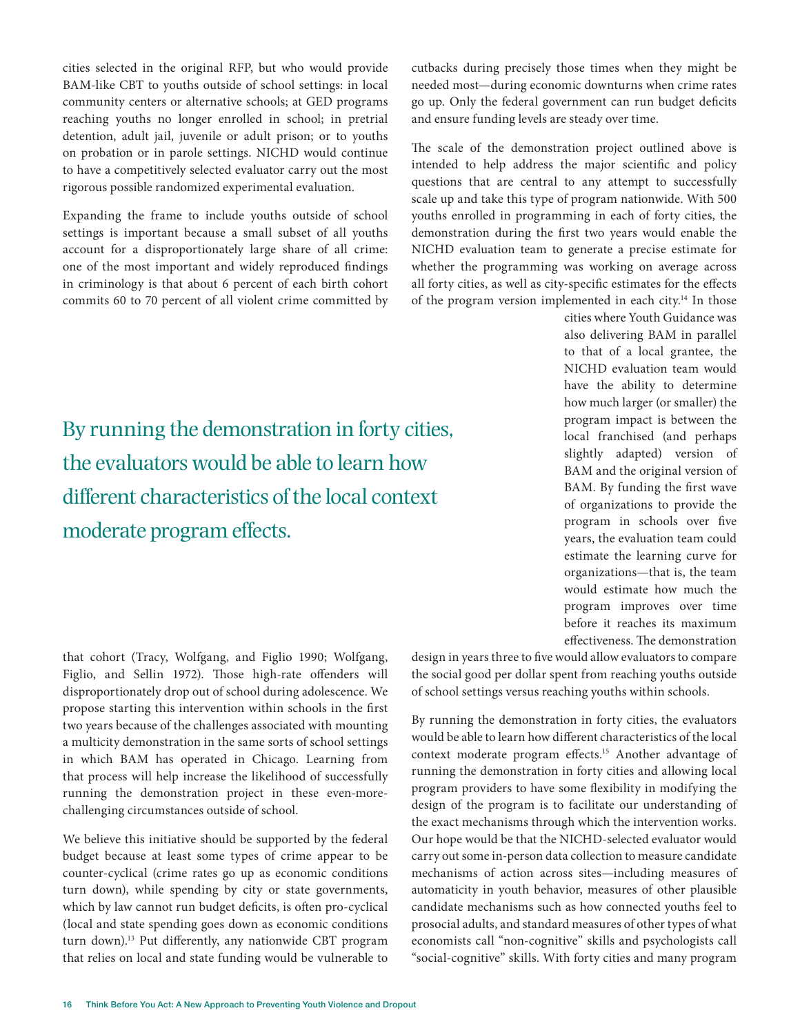cities selected in the original RFP, but who would provide BAM-like CBT to youths outside of school settings: in local community centers or alternative schools; at GED programs reaching youths no longer enrolled in school; in pretrial detention, adult jail, juvenile or adult prison; or to youths on probation or in parole settings. NICHD would continue to have a competitively selected evaluator carry out the most rigorous possible randomized experimental evaluation.

Expanding the frame to include youths outside of school settings is important because a small subset of all youths account for a disproportionately large share of all crime: one of the most important and widely reproduced findings in criminology is that about 6 percent of each birth cohort commits 60 to 70 percent of all violent crime committed by that cohort (Tracy, Wolfgang, and Figlio 1990; Wolfgang, Figlio, and Sellin 1972). Those high-rate offenders will disproportionately drop out of school during adolescence. We propose starting this intervention within schools in the first two years because of the challenges associated with mounting a multicity demonstration in the same sorts of school settings in which BAM has operated in Chicago. Learning from that process will help increase the likelihood of successfully running the demonstration project in these even-more-challenging circumstances outside of school.

We believe this initiative should be supported by the federal budget because at least some types of crime appear to be counter-cyclical (crime rates go up as economic conditions turn down), while spending by city or state governments, which by law cannot run budget deficits, is often pro-cyclical (local and state spending goes down as economic conditions turn down).[13] Put differently, any nationwide CBT program that relies on local and state funding would be vulnerable to cutbacks during precisely those times when they might be needed most—during economic downturns when crime rates go up. Only the federal government can run budget deficits and ensure funding levels are steady over time.

The scale of the demonstration project outlined above is intended to help address the major scientific and policy questions that are central to any attempt to successfully scale up and take this type of program nationwide. With 500 youths enrolled in programming in each of forty cities, the demonstration during the first two years would enable the NICHD evaluation team to generate a precise estimate for whether the programming was working on average across all forty cities, as well as city-specific estimates for the effects of the program version implemented in each city.[14] In those cities where Youth Guidance was also delivering BAM in parallel to that of a local grantee, the NICHD evaluation team would have the ability to determine how much larger (or smaller) the program impact is between the local franchised (and perhaps slightly adapted) version of BAM and the original version of BAM. By funding the first wave of organizations to provide the program in schools over five years, the evaluation team could estimate the learning curve for organizations—that is, the team would estimate how much the program improves over time before it reaches its maximum effectiveness. The demonstration design in years three to five would allow evaluators to compare the social good per dollar spent from reaching youths outside of school settings versus reaching youths within schools.

> By running the demonstration in forty cities, the evaluators would be able to learn how different characteristics of the local context moderate program effects.

By running the demonstration in forty cities, the evaluators would be able to learn how different characteristics of the local context moderate program effects.[15] Another advantage of running the demonstration in forty cities and allowing local program providers to have some flexibility in modifying the design of the program is to facilitate our understanding of the exact mechanisms through which the intervention works. Our hope would be that the NICHD-selected evaluator would carry out some in-person data collection to measure candidate mechanisms of action across sites—including measures of automaticity in youth behavior, measures of other plausible candidate mechanisms such as how connected youths feel to prosocial adults, and standard measures of other types of what economists call "non-cognitive" skills and psychologists call "social-cognitive" skills. With forty cities and many program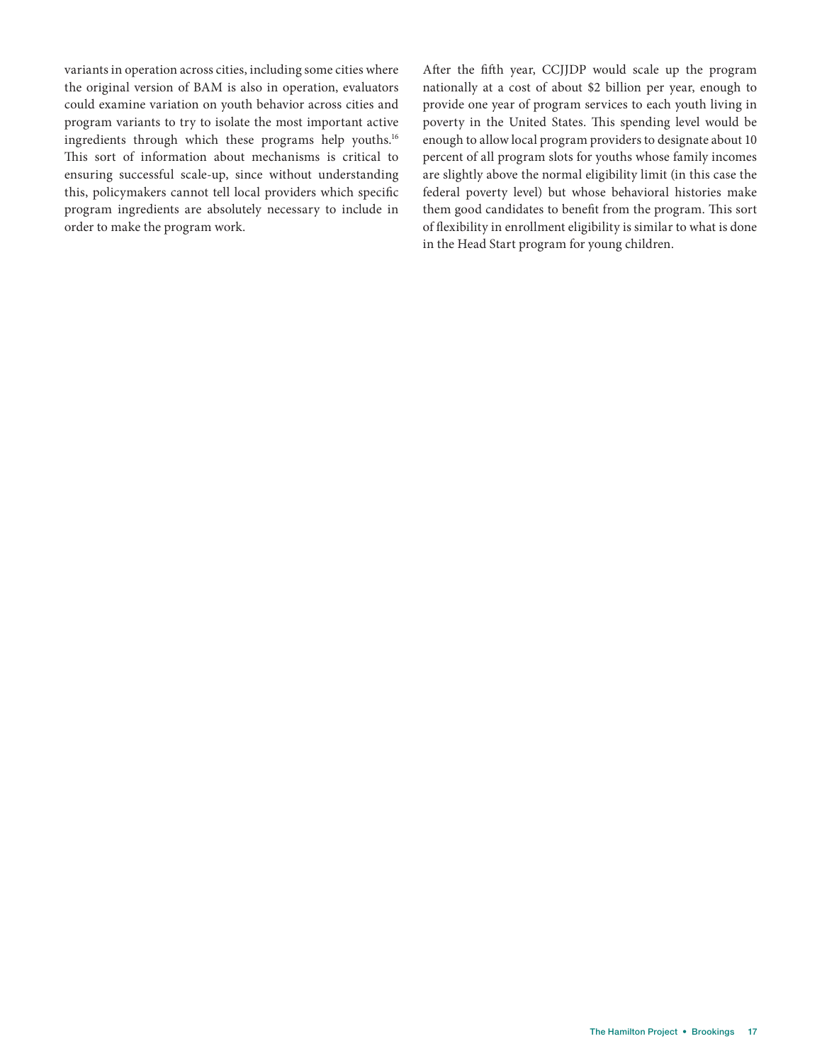variants in operation across cities, including some cities where the original version of BAM is also in operation, evaluators could examine variation on youth behavior across cities and program variants to try to isolate the most important active ingredients through which these programs help youths.[16] This sort of information about mechanisms is critical to ensuring successful scale-up, since without understanding this, policymakers cannot tell local providers which specific program ingredients are absolutely necessary to include in order to make the program work.

After the fifth year, CCJJDP would scale up the program nationally at a cost of about $2 billion per year, enough to provide one year of program services to each youth living in poverty in the United States. This spending level would be enough to allow local program providers to designate about 10 percent of all program slots for youths whose family incomes are slightly above the normal eligibility limit (in this case the federal poverty level) but whose behavioral histories make them good candidates to benefit from the program. This sort of flexibility in enrollment eligibility is similar to what is done in the Head Start program for young children.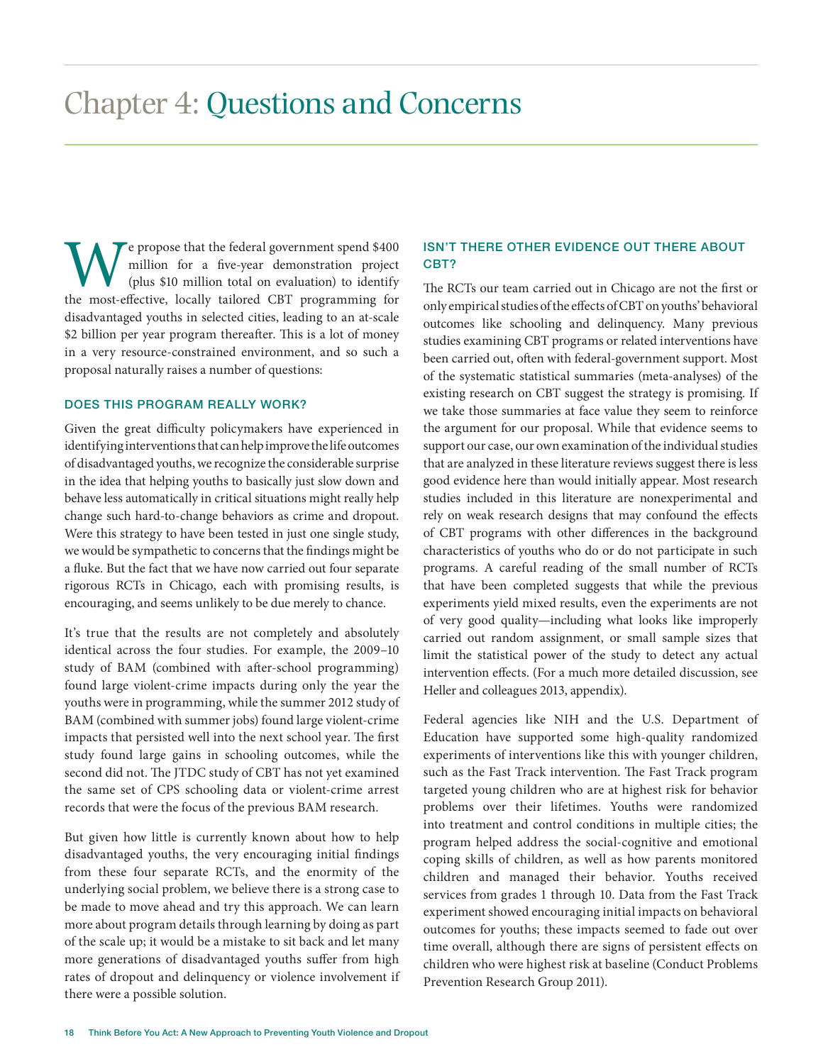# Chapter 4: Questions and Concerns

We propose that the federal government spend $400 million for a five-year demonstration project (plus $10 million total on evaluation) to identify the most-effective, locally tailored CBT programming for disadvantaged youths in selected cities, leading to an at-scale $2 billion per year program thereafter. This is a lot of money in a very resource-constrained environment, and so such a proposal naturally raises a number of questions:

### DOES THIS PROGRAM REALLY WORK?

Given the great difficulty policymakers have experienced in identifying interventions that can help improve the life outcomes of disadvantaged youths, we recognize the considerable surprise in the idea that helping youths to basically just slow down and behave less automatically in critical situations might really help change such hard-to-change behaviors as crime and dropout. Were this strategy to have been tested in just one single study, we would be sympathetic to concerns that the findings might be a fluke. But the fact that we have now carried out four separate rigorous RCTs in Chicago, each with promising results, is encouraging, and seems unlikely to be due merely to chance.

It's true that the results are not completely and absolutely identical across the four studies. For example, the 2009–10 study of BAM (combined with after-school programming) found large violent-crime impacts during only the year the youths were in programming, while the summer 2012 study of BAM (combined with summer jobs) found large violent-crime impacts that persisted well into the next school year. The first study found large gains in schooling outcomes, while the second did not. The JTDC study of CBT has not yet examined the same set of CPS schooling data or violent-crime arrest records that were the focus of the previous BAM research.

But given how little is currently known about how to help disadvantaged youths, the very encouraging initial findings from these four separate RCTs, and the enormity of the underlying social problem, we believe there is a strong case to be made to move ahead and try this approach. We can learn more about program details through learning by doing as part of the scale up; it would be a mistake to sit back and let many more generations of disadvantaged youths suffer from high rates of dropout and delinquency or violence involvement if there were a possible solution.

### ISN'T THERE OTHER EVIDENCE OUT THERE ABOUT CBT?

The RCTs our team carried out in Chicago are not the first or only empirical studies of the effects of CBT on youths' behavioral outcomes like schooling and delinquency. Many previous studies examining CBT programs or related interventions have been carried out, often with federal-government support. Most of the systematic statistical summaries (meta-analyses) of the existing research on CBT suggest the strategy is promising. If we take those summaries at face value they seem to reinforce the argument for our proposal. While that evidence seems to support our case, our own examination of the individual studies that are analyzed in these literature reviews suggest there is less good evidence here than would initially appear. Most research studies included in this literature are nonexperimental and rely on weak research designs that may confound the effects of CBT programs with other differences in the background characteristics of youths who do or do not participate in such programs. A careful reading of the small number of RCTs that have been completed suggests that while the previous experiments yield mixed results, even the experiments are not of very good quality—including what looks like improperly carried out random assignment, or small sample sizes that limit the statistical power of the study to detect any actual intervention effects. (For a much more detailed discussion, see Heller and colleagues 2013, appendix).

Federal agencies like NIH and the U.S. Department of Education have supported some high-quality randomized experiments of interventions like this with younger children, such as the Fast Track intervention. The Fast Track program targeted young children who are at highest risk for behavior problems over their lifetimes. Youths were randomized into treatment and control conditions in multiple cities; the program helped address the social-cognitive and emotional coping skills of children, as well as how parents monitored children and managed their behavior. Youths received services from grades 1 through 10. Data from the Fast Track experiment showed encouraging initial impacts on behavioral outcomes for youths; these impacts seemed to fade out over time overall, although there are signs of persistent effects on children who were highest risk at baseline (Conduct Problems Prevention Research Group 2011).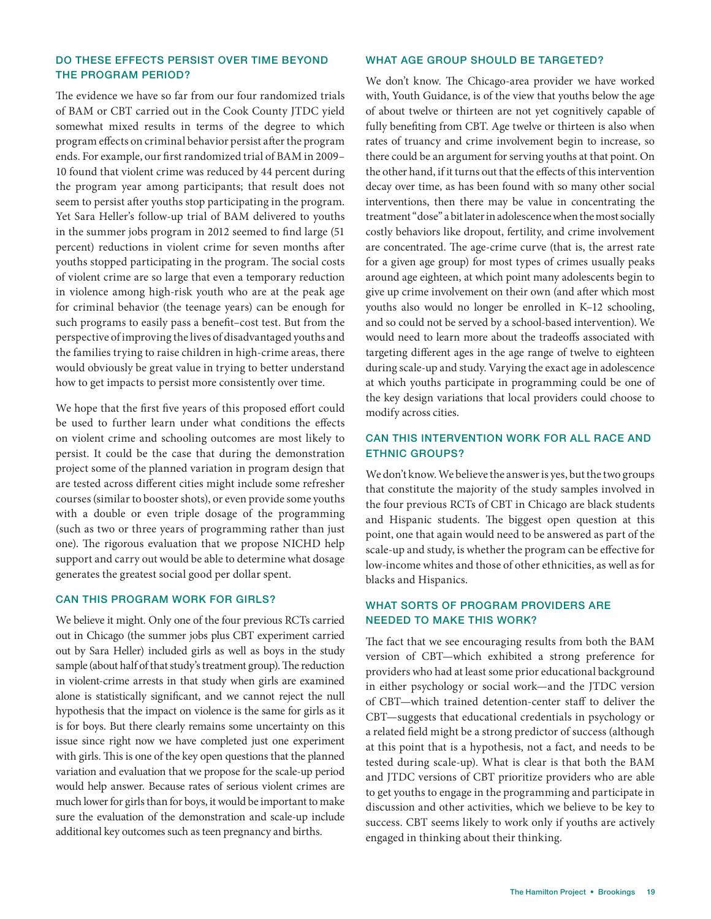### DO THESE EFFECTS PERSIST OVER TIME BEYOND THE PROGRAM PERIOD?

The evidence we have so far from our four randomized trials of BAM or CBT carried out in the Cook County JTDC yield somewhat mixed results in terms of the degree to which program effects on criminal behavior persist after the program ends. For example, our first randomized trial of BAM in 2009–10 found that violent crime was reduced by 44 percent during the program year among participants; that result does not seem to persist after youths stop participating in the program. Yet Sara Heller's follow-up trial of BAM delivered to youths in the summer jobs program in 2012 seemed to find large (51 percent) reductions in violent crime for seven months after youths stopped participating in the program. The social costs of violent crime are so large that even a temporary reduction in violence among high-risk youth who are at the peak age for criminal behavior (the teenage years) can be enough for such programs to easily pass a benefit–cost test. But from the perspective of improving the lives of disadvantaged youths and the families trying to raise children in high-crime areas, there would obviously be great value in trying to better understand how to get impacts to persist more consistently over time.

We hope that the first five years of this proposed effort could be used to further learn under what conditions the effects on violent crime and schooling outcomes are most likely to persist. It could be the case that during the demonstration project some of the planned variation in program design that are tested across different cities might include some refresher courses (similar to booster shots), or even provide some youths with a double or even triple dosage of the programming (such as two or three years of programming rather than just one). The rigorous evaluation that we propose NICHD help support and carry out would be able to determine what dosage generates the greatest social good per dollar spent.

### CAN THIS PROGRAM WORK FOR GIRLS?

We believe it might. Only one of the four previous RCTs carried out in Chicago (the summer jobs plus CBT experiment carried out by Sara Heller) included girls as well as boys in the study sample (about half of that study's treatment group). The reduction in violent-crime arrests in that study when girls are examined alone is statistically significant, and we cannot reject the null hypothesis that the impact on violence is the same for girls as it is for boys. But there clearly remains some uncertainty on this issue since right now we have completed just one experiment with girls. This is one of the key open questions that the planned variation and evaluation that we propose for the scale-up period would help answer. Because rates of serious violent crimes are much lower for girls than for boys, it would be important to make sure the evaluation of the demonstration and scale-up include additional key outcomes such as teen pregnancy and births.

### WHAT AGE GROUP SHOULD BE TARGETED?

We don't know. The Chicago-area provider we have worked with, Youth Guidance, is of the view that youths below the age of about twelve or thirteen are not yet cognitively capable of fully benefiting from CBT. Age twelve or thirteen is also when rates of truancy and crime involvement begin to increase, so there could be an argument for serving youths at that point. On the other hand, if it turns out that the effects of this intervention decay over time, as has been found with so many other social interventions, then there may be value in concentrating the treatment "dose" a bit later in adolescence when the most socially costly behaviors like dropout, fertility, and crime involvement are concentrated. The age-crime curve (that is, the arrest rate for a given age group) for most types of crimes usually peaks around age eighteen, at which point many adolescents begin to give up crime involvement on their own (and after which most youths also would no longer be enrolled in K–12 schooling, and so could not be served by a school-based intervention). We would need to learn more about the tradeoffs associated with targeting different ages in the age range of twelve to eighteen during scale-up and study. Varying the exact age in adolescence at which youths participate in programming could be one of the key design variations that local providers could choose to modify across cities.

### CAN THIS INTERVENTION WORK FOR ALL RACE AND ETHNIC GROUPS?

We don't know. We believe the answer is yes, but the two groups that constitute the majority of the study samples involved in the four previous RCTs of CBT in Chicago are black students and Hispanic students. The biggest open question at this point, one that again would need to be answered as part of the scale-up and study, is whether the program can be effective for low-income whites and those of other ethnicities, as well as for blacks and Hispanics.

### WHAT SORTS OF PROGRAM PROVIDERS ARE NEEDED TO MAKE THIS WORK?

The fact that we see encouraging results from both the BAM version of CBT—which exhibited a strong preference for providers who had at least some prior educational background in either psychology or social work—and the JTDC version of CBT—which trained detention-center staff to deliver the CBT—suggests that educational credentials in psychology or a related field might be a strong predictor of success (although at this point that is a hypothesis, not a fact, and needs to be tested during scale-up). What is clear is that both the BAM and JTDC versions of CBT prioritize providers who are able to get youths to engage in the programming and participate in discussion and other activities, which we believe to be key to success. CBT seems likely to work only if youths are actively engaged in thinking about their thinking.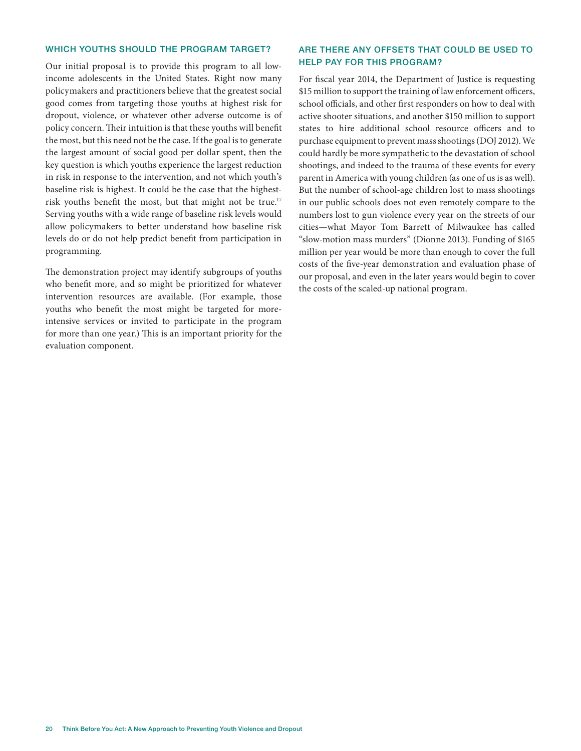### WHICH YOUTHS SHOULD THE PROGRAM TARGET?

Our initial proposal is to provide this program to all low-income adolescents in the United States. Right now many policymakers and practitioners believe that the greatest social good comes from targeting those youths at highest risk for dropout, violence, or whatever other adverse outcome is of policy concern. Their intuition is that these youths will benefit the most, but this need not be the case. If the goal is to generate the largest amount of social good per dollar spent, then the key question is which youths experience the largest reduction in risk in response to the intervention, and not which youth's baseline risk is highest. It could be the case that the highest-risk youths benefit the most, but that might not be true.[17] Serving youths with a wide range of baseline risk levels would allow policymakers to better understand how baseline risk levels do or do not help predict benefit from participation in programming.

The demonstration project may identify subgroups of youths who benefit more, and so might be prioritized for whatever intervention resources are available. (For example, those youths who benefit the most might be targeted for more-intensive services or invited to participate in the program for more than one year.) This is an important priority for the evaluation component.

### ARE THERE ANY OFFSETS THAT COULD BE USED TO HELP PAY FOR THIS PROGRAM?

For fiscal year 2014, the Department of Justice is requesting \$15 million to support the training of law enforcement officers, school officials, and other first responders on how to deal with active shooter situations, and another \$150 million to support states to hire additional school resource officers and to purchase equipment to prevent mass shootings (DOJ 2012). We could hardly be more sympathetic to the devastation of school shootings, and indeed to the trauma of these events for every parent in America with young children (as one of us is as well). But the number of school-age children lost to mass shootings in our public schools does not even remotely compare to the numbers lost to gun violence every year on the streets of our cities—what Mayor Tom Barrett of Milwaukee has called "slow-motion mass murders" (Dionne 2013). Funding of \$165 million per year would be more than enough to cover the full costs of the five-year demonstration and evaluation phase of our proposal, and even in the later years would begin to cover the costs of the scaled-up national program.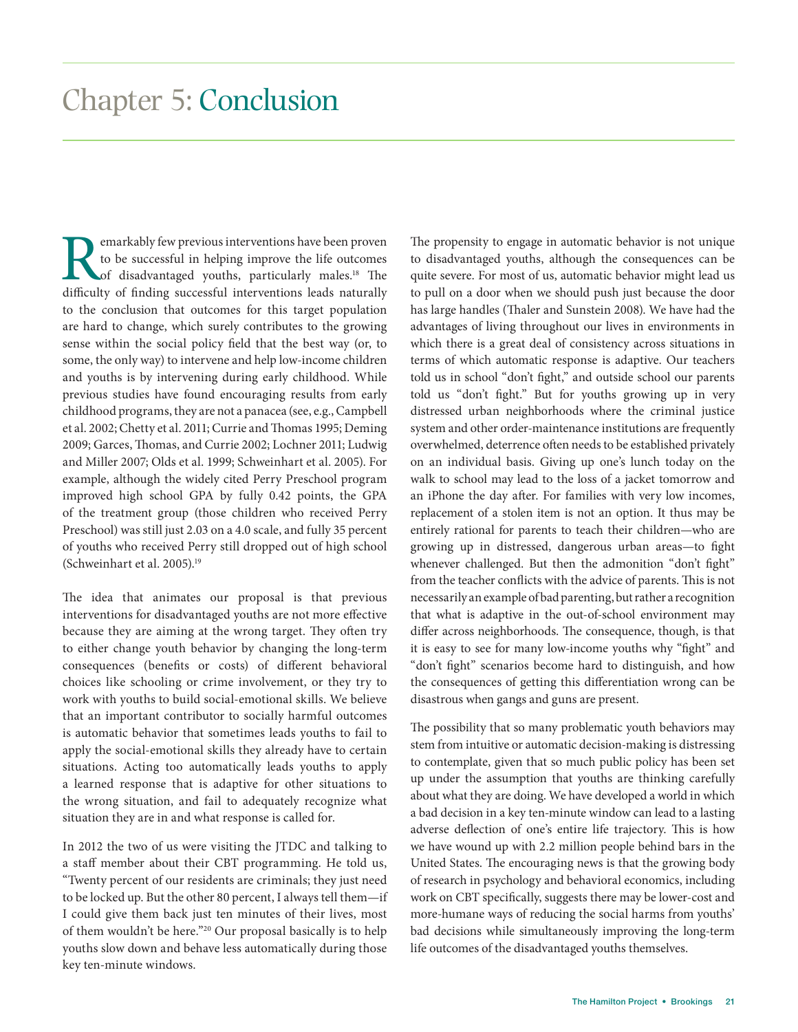# Chapter 5: Conclusion

Remarkably few previous interventions have been proven to be successful in helping improve the life outcomes of disadvantaged youths, particularly males.[18] The difficulty of finding successful interventions leads naturally to the conclusion that outcomes for this target population are hard to change, which surely contributes to the growing sense within the social policy field that the best way (or, to some, the only way) to intervene and help low-income children and youths is by intervening during early childhood. While previous studies have found encouraging results from early childhood programs, they are not a panacea (see, e.g., Campbell et al. 2002; Chetty et al. 2011; Currie and Thomas 1995; Deming 2009; Garces, Thomas, and Currie 2002; Lochner 2011; Ludwig and Miller 2007; Olds et al. 1999; Schweinhart et al. 2005). For example, although the widely cited Perry Preschool program improved high school GPA by fully 0.42 points, the GPA of the treatment group (those children who received Perry Preschool) was still just 2.03 on a 4.0 scale, and fully 35 percent of youths who received Perry still dropped out of high school (Schweinhart et al. 2005).[19]

The idea that animates our proposal is that previous interventions for disadvantaged youths are not more effective because they are aiming at the wrong target. They often try to either change youth behavior by changing the long-term consequences (benefits or costs) of different behavioral choices like schooling or crime involvement, or they try to work with youths to build social-emotional skills. We believe that an important contributor to socially harmful outcomes is automatic behavior that sometimes leads youths to fail to apply the social-emotional skills they already have to certain situations. Acting too automatically leads youths to apply a learned response that is adaptive for other situations to the wrong situation, and fail to adequately recognize what situation they are in and what response is called for.

In 2012 the two of us were visiting the JTDC and talking to a staff member about their CBT programming. He told us, "Twenty percent of our residents are criminals; they just need to be locked up. But the other 80 percent, I always tell them—if I could give them back just ten minutes of their lives, most of them wouldn't be here."[20] Our proposal basically is to help youths slow down and behave less automatically during those key ten-minute windows.

The propensity to engage in automatic behavior is not unique to disadvantaged youths, although the consequences can be quite severe. For most of us, automatic behavior might lead us to pull on a door when we should push just because the door has large handles (Thaler and Sunstein 2008). We have had the advantages of living throughout our lives in environments in which there is a great deal of consistency across situations in terms of which automatic response is adaptive. Our teachers told us in school "don't fight," and outside school our parents told us "don't fight." But for youths growing up in very distressed urban neighborhoods where the criminal justice system and other order-maintenance institutions are frequently overwhelmed, deterrence often needs to be established privately on an individual basis. Giving up one's lunch today on the walk to school may lead to the loss of a jacket tomorrow and an iPhone the day after. For families with very low incomes, replacement of a stolen item is not an option. It thus may be entirely rational for parents to teach their children—who are growing up in distressed, dangerous urban areas—to fight whenever challenged. But then the admonition "don't fight" from the teacher conflicts with the advice of parents. This is not necessarily an example of bad parenting, but rather a recognition that what is adaptive in the out-of-school environment may differ across neighborhoods. The consequence, though, is that it is easy to see for many low-income youths why "fight" and "don't fight" scenarios become hard to distinguish, and how the consequences of getting this differentiation wrong can be disastrous when gangs and guns are present.

The possibility that so many problematic youth behaviors may stem from intuitive or automatic decision-making is distressing to contemplate, given that so much public policy has been set up under the assumption that youths are thinking carefully about what they are doing. We have developed a world in which a bad decision in a key ten-minute window can lead to a lasting adverse deflection of one's entire life trajectory. This is how we have wound up with 2.2 million people behind bars in the United States. The encouraging news is that the growing body of research in psychology and behavioral economics, including work on CBT specifically, suggests there may be lower-cost and more-humane ways of reducing the social harms from youths' bad decisions while simultaneously improving the long-term life outcomes of the disadvantaged youths themselves.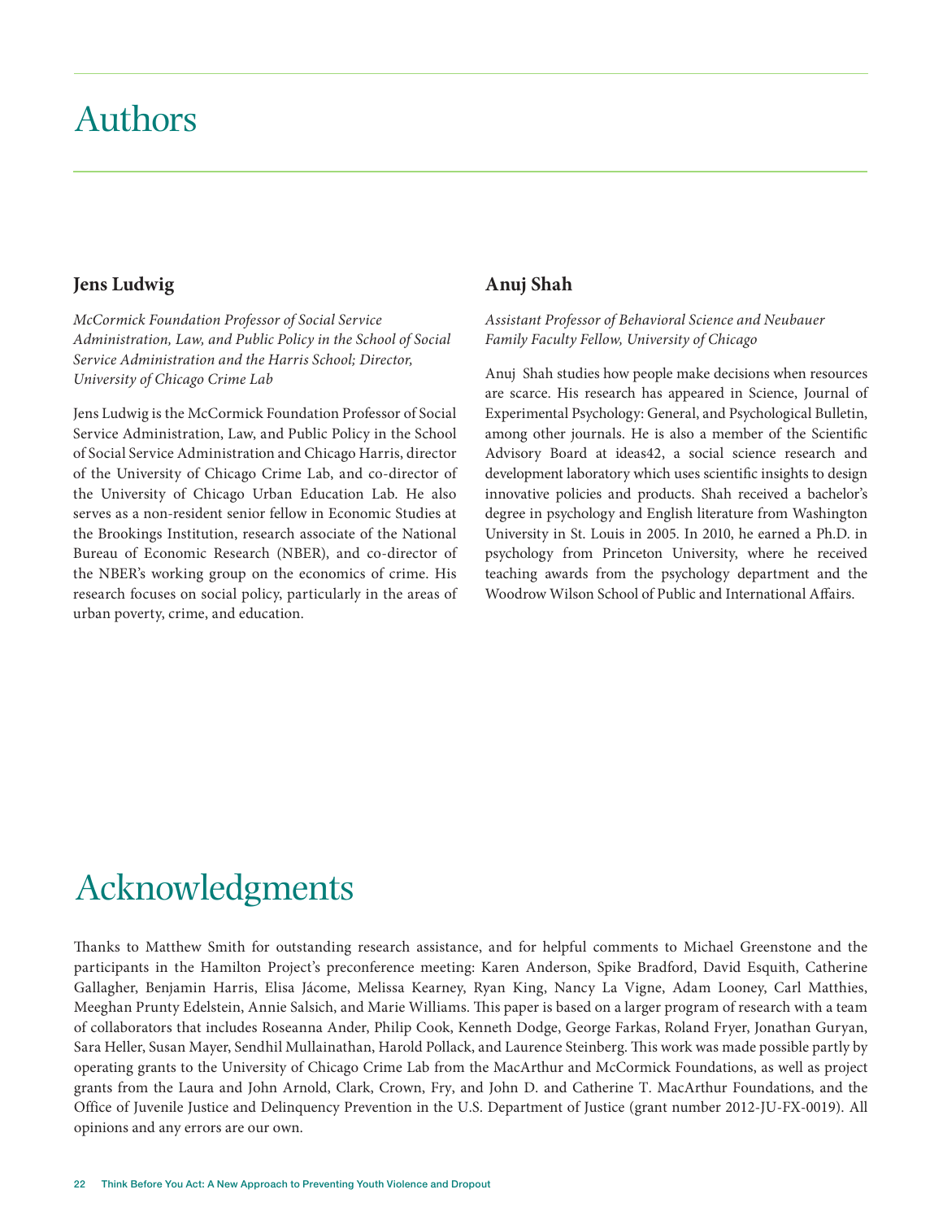# Authors

### Jens Ludwig

*McCormick Foundation Professor of Social Service Administration, Law, and Public Policy in the School of Social Service Administration and the Harris School; Director, University of Chicago Crime Lab*

Jens Ludwig is the McCormick Foundation Professor of Social Service Administration, Law, and Public Policy in the School of Social Service Administration and Chicago Harris, director of the University of Chicago Crime Lab, and co-director of the University of Chicago Urban Education Lab. He also serves as a non-resident senior fellow in Economic Studies at the Brookings Institution, research associate of the National Bureau of Economic Research (NBER), and co-director of the NBER's working group on the economics of crime. His research focuses on social policy, particularly in the areas of urban poverty, crime, and education.

### Anuj Shah

*Assistant Professor of Behavioral Science and Neubauer Family Faculty Fellow, University of Chicago*

Anuj Shah studies how people make decisions when resources are scarce. His research has appeared in Science, Journal of Experimental Psychology: General, and Psychological Bulletin, among other journals. He is also a member of the Scientific Advisory Board at ideas42, a social science research and development laboratory which uses scientific insights to design innovative policies and products. Shah received a bachelor's degree in psychology and English literature from Washington University in St. Louis in 2005. In 2010, he earned a Ph.D. in psychology from Princeton University, where he received teaching awards from the psychology department and the Woodrow Wilson School of Public and International Affairs.

# Acknowledgments

Thanks to Matthew Smith for outstanding research assistance, and for helpful comments to Michael Greenstone and the participants in the Hamilton Project's preconference meeting: Karen Anderson, Spike Bradford, David Esquith, Catherine Gallagher, Benjamin Harris, Elisa Jácome, Melissa Kearney, Ryan King, Nancy La Vigne, Adam Looney, Carl Matthies, Meeghan Prunty Edelstein, Annie Salsich, and Marie Williams. This paper is based on a larger program of research with a team of collaborators that includes Roseanna Ander, Philip Cook, Kenneth Dodge, George Farkas, Roland Fryer, Jonathan Guryan, Sara Heller, Susan Mayer, Sendhil Mullainathan, Harold Pollack, and Laurence Steinberg. This work was made possible partly by operating grants to the University of Chicago Crime Lab from the MacArthur and McCormick Foundations, as well as project grants from the Laura and John Arnold, Clark, Crown, Fry, and John D. and Catherine T. MacArthur Foundations, and the Office of Juvenile Justice and Delinquency Prevention in the U.S. Department of Justice (grant number 2012-JU-FX-0019). All opinions and any errors are our own.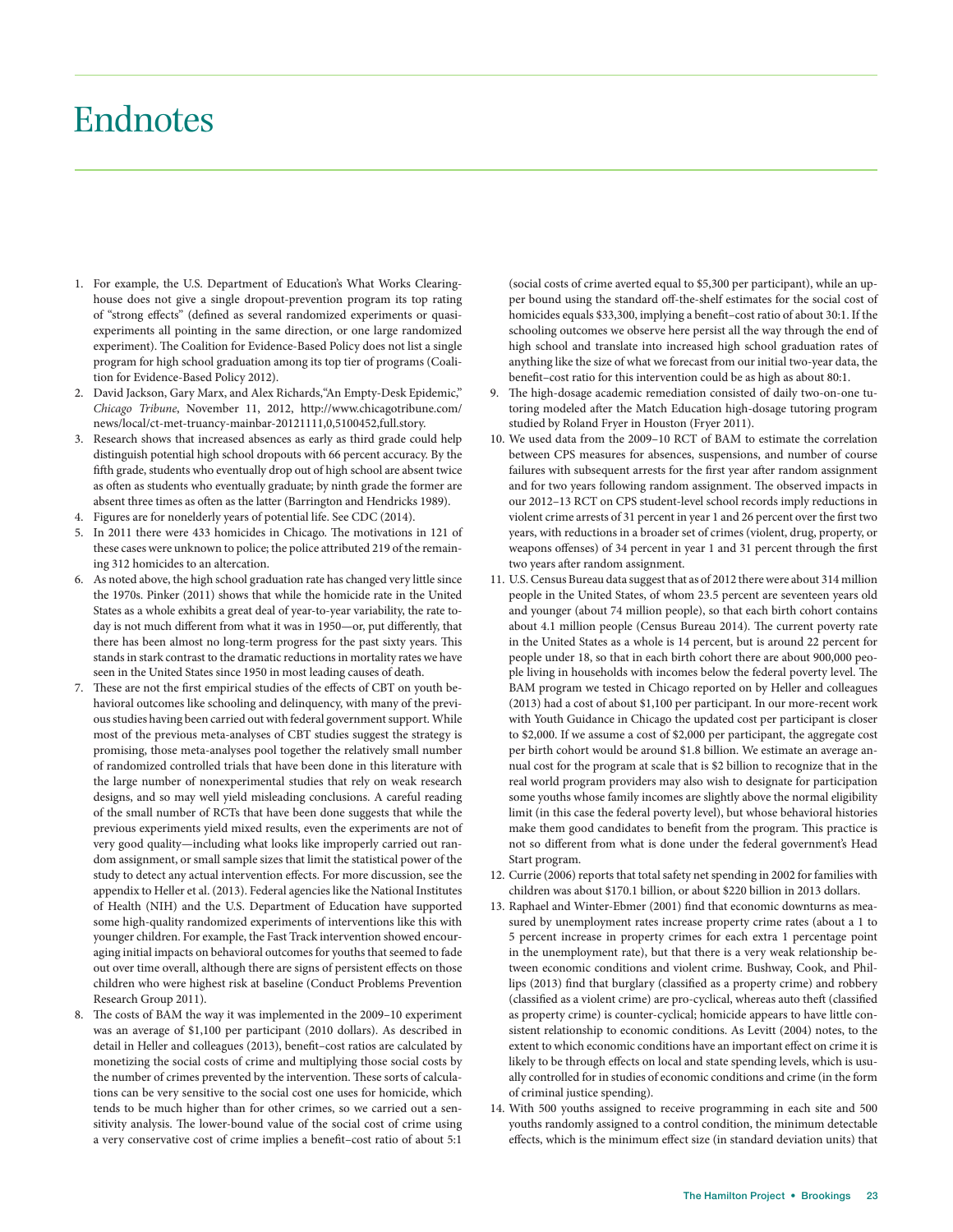# Endnotes

1. For example, the U.S. Department of Education's What Works Clearinghouse does not give a single dropout-prevention program its top rating of "strong effects" (defined as several randomized experiments or quasi-experiments all pointing in the same direction, or one large randomized experiment). The Coalition for Evidence-Based Policy does not list a single program for high school graduation among its top tier of programs (Coalition for Evidence-Based Policy 2012).
2. David Jackson, Gary Marx, and Alex Richards,"An Empty-Desk Epidemic," *Chicago Tribune*, November 11, 2012, http://www.chicagotribune.com/news/local/ct-met-truancy-mainbar-20121111,0,5100452,full.story.
3. Research shows that increased absences as early as third grade could help distinguish potential high school dropouts with 66 percent accuracy. By the fifth grade, students who eventually drop out of high school are absent twice as often as students who eventually graduate; by ninth grade the former are absent three times as often as the latter (Barrington and Hendricks 1989).
4. Figures are for nonelderly years of potential life. See CDC (2014).
5. In 2011 there were 433 homicides in Chicago. The motivations in 121 of these cases were unknown to police; the police attributed 219 of the remaining 312 homicides to an altercation.
6. As noted above, the high school graduation rate has changed very little since the 1970s. Pinker (2011) shows that while the homicide rate in the United States as a whole exhibits a great deal of year-to-year variability, the rate today is not much different from what it was in 1950—or, put differently, that there has been almost no long-term progress for the past sixty years. This stands in stark contrast to the dramatic reductions in mortality rates we have seen in the United States since 1950 in most leading causes of death.
7. These are not the first empirical studies of the effects of CBT on youth behavioral outcomes like schooling and delinquency, with many of the previous studies having been carried out with federal government support. While most of the previous meta-analyses of CBT studies suggest the strategy is promising, those meta-analyses pool together the relatively small number of randomized controlled trials that have been done in this literature with the large number of nonexperimental studies that rely on weak research designs, and so may well yield misleading conclusions. A careful reading of the small number of RCTs that have been done suggests that while the previous experiments yield mixed results, even the experiments are not of very good quality—including what looks like improperly carried out random assignment, or small sample sizes that limit the statistical power of the study to detect any actual intervention effects. For more discussion, see the appendix to Heller et al. (2013). Federal agencies like the National Institutes of Health (NIH) and the U.S. Department of Education have supported some high-quality randomized experiments of interventions like this with younger children. For example, the Fast Track intervention showed encouraging initial impacts on behavioral outcomes for youths that seemed to fade out over time overall, although there are signs of persistent effects on those children who were highest risk at baseline (Conduct Problems Prevention Research Group 2011).
8. The costs of BAM the way it was implemented in the 2009–10 experiment was an average of $1,100 per participant (2010 dollars). As described in detail in Heller and colleagues (2013), benefit–cost ratios are calculated by monetizing the social costs of crime and multiplying those social costs by the number of crimes prevented by the intervention. These sorts of calculations can be very sensitive to the social cost one uses for homicide, which tends to be much higher than for other crimes, so we carried out a sensitivity analysis. The lower-bound value of the social cost of crime using a very conservative cost of crime implies a benefit–cost ratio of about 5:1 (social costs of crime averted equal to $5,300 per participant), while an upper bound using the standard off-the-shelf estimates for the social cost of homicides equals $33,300, implying a benefit–cost ratio of about 30:1. If the schooling outcomes we observe here persist all the way through the end of high school and translate into increased high school graduation rates of anything like the size of what we forecast from our initial two-year data, the benefit–cost ratio for this intervention could be as high as about 80:1.
9. The high-dosage academic remediation consisted of daily two-on-one tutoring modeled after the Match Education high-dosage tutoring program studied by Roland Fryer in Houston (Fryer 2011).
10. We used data from the 2009–10 RCT of BAM to estimate the correlation between CPS measures for absences, suspensions, and number of course failures with subsequent arrests for the first year after random assignment and for two years following random assignment. The observed impacts in our 2012–13 RCT on CPS student-level school records imply reductions in violent crime arrests of 31 percent in year 1 and 26 percent over the first two years, with reductions in a broader set of crimes (violent, drug, property, or weapons offenses) of 34 percent in year 1 and 31 percent through the first two years after random assignment.
11. U.S. Census Bureau data suggest that as of 2012 there were about 314 million people in the United States, of whom 23.5 percent are seventeen years old and younger (about 74 million people), so that each birth cohort contains about 4.1 million people (Census Bureau 2014). The current poverty rate in the United States as a whole is 14 percent, but is around 22 percent for people under 18, so that in each birth cohort there are about 900,000 people living in households with incomes below the federal poverty level. The BAM program we tested in Chicago reported on by Heller and colleagues (2013) had a cost of about $1,100 per participant. In our more-recent work with Youth Guidance in Chicago the updated cost per participant is closer to $2,000. If we assume a cost of $2,000 per participant, the aggregate cost per birth cohort would be around $1.8 billion. We estimate an average annual cost for the program at scale that is $2 billion to recognize that in the real world program providers may also wish to designate for participation some youths whose family incomes are slightly above the normal eligibility limit (in this case the federal poverty level), but whose behavioral histories make them good candidates to benefit from the program. This practice is not so different from what is done under the federal government's Head Start program.
12. Currie (2006) reports that total safety net spending in 2002 for families with children was about $170.1 billion, or about $220 billion in 2013 dollars.
13. Raphael and Winter-Ebmer (2001) find that economic downturns as measured by unemployment rates increase property crime rates (about a 1 to 5 percent increase in property crimes for each extra 1 percentage point in the unemployment rate), but that there is a very weak relationship between economic conditions and violent crime. Bushway, Cook, and Phillips (2013) find that burglary (classified as a property crime) and robbery (classified as a violent crime) are pro-cyclical, whereas auto theft (classified as property crime) is counter-cyclical; homicide appears to have little consistent relationship to economic conditions. As Levitt (2004) notes, to the extent to which economic conditions have an important effect on crime it is likely to be through effects on local and state spending levels, which is usually controlled for in studies of economic conditions and crime (in the form of criminal justice spending).
14. With 500 youths assigned to receive programming in each site and 500 youths randomly assigned to a control condition, the minimum detectable effects, which is the minimum effect size (in standard deviation units) that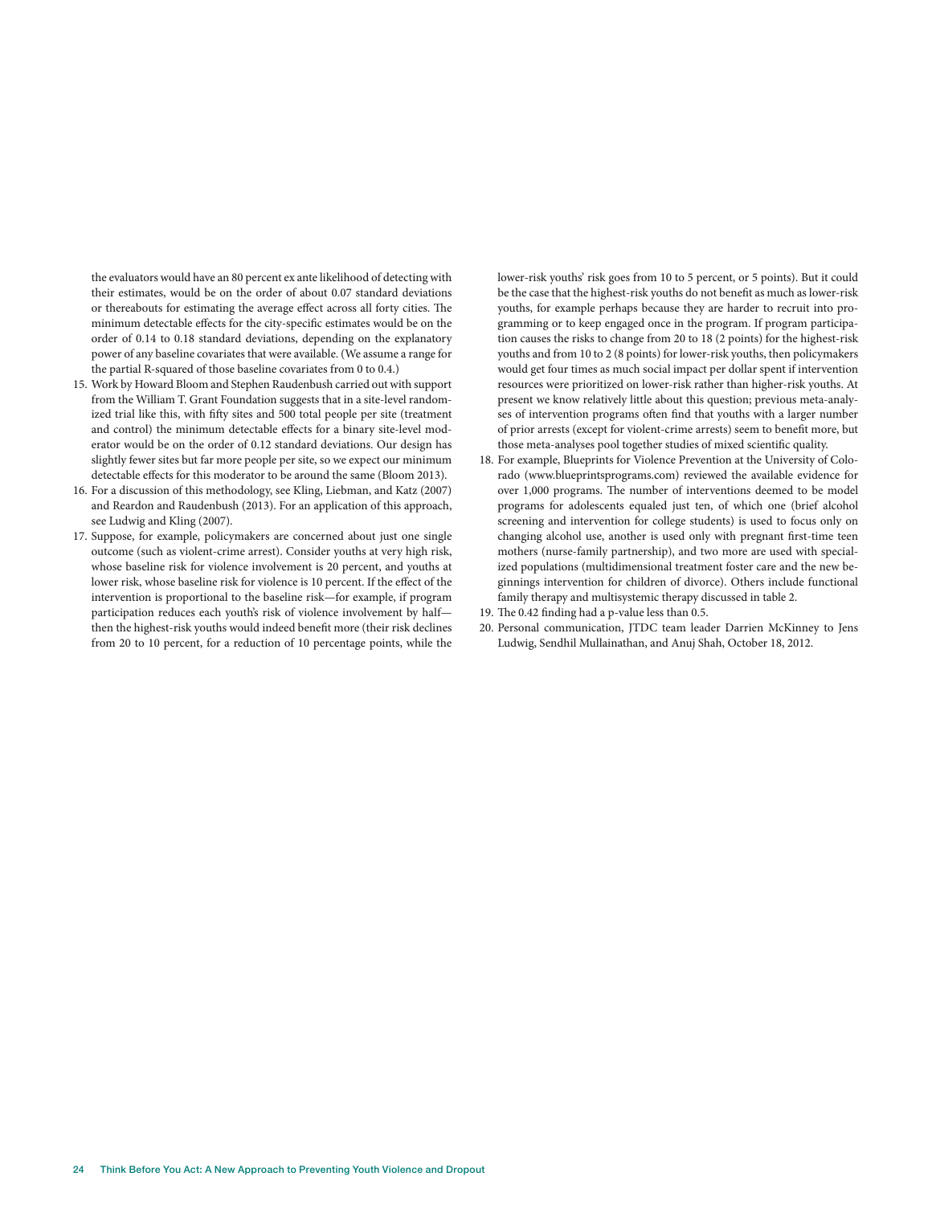the evaluators would have an 80 percent ex ante likelihood of detecting with their estimates, would be on the order of about 0.07 standard deviations or thereabouts for estimating the average effect across all forty cities. The minimum detectable effects for the city-specific estimates would be on the order of 0.14 to 0.18 standard deviations, depending on the explanatory power of any baseline covariates that were available. (We assume a range for the partial R-squared of those baseline covariates from 0 to 0.4.)

15. Work by Howard Bloom and Stephen Raudenbush carried out with support from the William T. Grant Foundation suggests that in a site-level randomized trial like this, with fifty sites and 500 total people per site (treatment and control) the minimum detectable effects for a binary site-level moderator would be on the order of 0.12 standard deviations. Our design has slightly fewer sites but far more people per site, so we expect our minimum detectable effects for this moderator to be around the same (Bloom 2013).
16. For a discussion of this methodology, see Kling, Liebman, and Katz (2007) and Reardon and Raudenbush (2013). For an application of this approach, see Ludwig and Kling (2007).
17. Suppose, for example, policymakers are concerned about just one single outcome (such as violent-crime arrest). Consider youths at very high risk, whose baseline risk for violence involvement is 20 percent, and youths at lower risk, whose baseline risk for violence is 10 percent. If the effect of the intervention is proportional to the baseline risk—for example, if program participation reduces each youth's risk of violence involvement by half—then the highest-risk youths would indeed benefit more (their risk declines from 20 to 10 percent, for a reduction of 10 percentage points, while the lower-risk youths' risk goes from 10 to 5 percent, or 5 points). But it could be the case that the highest-risk youths do not benefit as much as lower-risk youths, for example perhaps because they are harder to recruit into programming or to keep engaged once in the program. If program participation causes the risks to change from 20 to 18 (2 points) for the highest-risk youths and from 10 to 2 (8 points) for lower-risk youths, then policymakers would get four times as much social impact per dollar spent if intervention resources were prioritized on lower-risk rather than higher-risk youths. At present we know relatively little about this question; previous meta-analyses of intervention programs often find that youths with a larger number of prior arrests (except for violent-crime arrests) seem to benefit more, but those meta-analyses pool together studies of mixed scientific quality.
18. For example, Blueprints for Violence Prevention at the University of Colorado (www.blueprintsprograms.com) reviewed the available evidence for over 1,000 programs. The number of interventions deemed to be model programs for adolescents equaled just ten, of which one (brief alcohol screening and intervention for college students) is used to focus only on changing alcohol use, another is used only with pregnant first-time teen mothers (nurse-family partnership), and two more are used with specialized populations (multidimensional treatment foster care and the new beginnings intervention for children of divorce). Others include functional family therapy and multisystemic therapy discussed in table 2.
19. The 0.42 finding had a p-value less than 0.5.
20. Personal communication, JTDC team leader Darrien McKinney to Jens Ludwig, Sendhil Mullainathan, and Anuj Shah, October 18, 2012.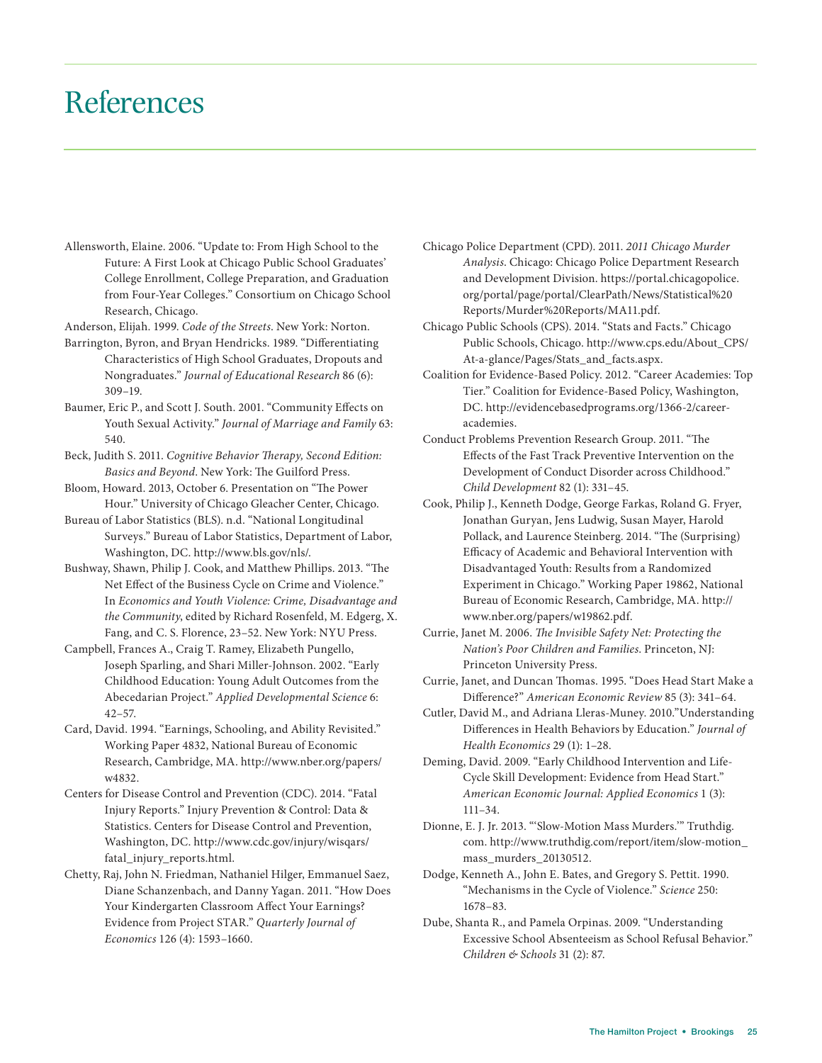# References

Allensworth, Elaine. 2006. "Update to: From High School to the Future: A First Look at Chicago Public School Graduates' College Enrollment, College Preparation, and Graduation from Four-Year Colleges." Consortium on Chicago School Research, Chicago.

Anderson, Elijah. 1999. *Code of the Streets*. New York: Norton.

Barrington, Byron, and Bryan Hendricks. 1989. "Differentiating Characteristics of High School Graduates, Dropouts and Nongraduates." *Journal of Educational Research* 86 (6): 309–19.

Baumer, Eric P., and Scott J. South. 2001. "Community Effects on Youth Sexual Activity." *Journal of Marriage and Family* 63: 540.

Beck, Judith S. 2011. *Cognitive Behavior Therapy, Second Edition: Basics and Beyond*. New York: The Guilford Press.

Bloom, Howard. 2013, October 6. Presentation on "The Power Hour." University of Chicago Gleacher Center, Chicago.

Bureau of Labor Statistics (BLS). n.d. "National Longitudinal Surveys." Bureau of Labor Statistics, Department of Labor, Washington, DC. http://www.bls.gov/nls/.

Bushway, Shawn, Philip J. Cook, and Matthew Phillips. 2013. "The Net Effect of the Business Cycle on Crime and Violence." In *Economics and Youth Violence: Crime, Disadvantage and the Community*, edited by Richard Rosenfeld, M. Edgerg, X. Fang, and C. S. Florence, 23–52. New York: NYU Press.

Campbell, Frances A., Craig T. Ramey, Elizabeth Pungello, Joseph Sparling, and Shari Miller-Johnson. 2002. "Early Childhood Education: Young Adult Outcomes from the Abecedarian Project." *Applied Developmental Science* 6: 42–57.

Card, David. 1994. "Earnings, Schooling, and Ability Revisited." Working Paper 4832, National Bureau of Economic Research, Cambridge, MA. http://www.nber.org/papers/w4832.

Centers for Disease Control and Prevention (CDC). 2014. "Fatal Injury Reports." Injury Prevention & Control: Data & Statistics. Centers for Disease Control and Prevention, Washington, DC. http://www.cdc.gov/injury/wisqars/fatal_injury_reports.html.

Chetty, Raj, John N. Friedman, Nathaniel Hilger, Emmanuel Saez, Diane Schanzenbach, and Danny Yagan. 2011. "How Does Your Kindergarten Classroom Affect Your Earnings? Evidence from Project STAR." *Quarterly Journal of Economics* 126 (4): 1593–1660.

Chicago Police Department (CPD). 2011. *2011 Chicago Murder Analysis*. Chicago: Chicago Police Department Research and Development Division. https://portal.chicagopolice.org/portal/page/portal/ClearPath/News/Statistical%20Reports/Murder%20Reports/MA11.pdf.

Chicago Public Schools (CPS). 2014. "Stats and Facts." Chicago Public Schools, Chicago. http://www.cps.edu/About_CPS/At-a-glance/Pages/Stats_and_facts.aspx.

Coalition for Evidence-Based Policy. 2012. "Career Academies: Top Tier." Coalition for Evidence-Based Policy, Washington, DC. http://evidencebasedprograms.org/1366-2/career-academies.

Conduct Problems Prevention Research Group. 2011. "The Effects of the Fast Track Preventive Intervention on the Development of Conduct Disorder across Childhood." *Child Development* 82 (1): 331–45.

Cook, Philip J., Kenneth Dodge, George Farkas, Roland G. Fryer, Jonathan Guryan, Jens Ludwig, Susan Mayer, Harold Pollack, and Laurence Steinberg. 2014. "The (Surprising) Efficacy of Academic and Behavioral Intervention with Disadvantaged Youth: Results from a Randomized Experiment in Chicago." Working Paper 19862, National Bureau of Economic Research, Cambridge, MA. http://www.nber.org/papers/w19862.pdf.

Currie, Janet M. 2006. *The Invisible Safety Net: Protecting the Nation's Poor Children and Families*. Princeton, NJ: Princeton University Press.

Currie, Janet, and Duncan Thomas. 1995. "Does Head Start Make a Difference?" *American Economic Review* 85 (3): 341–64.

Cutler, David M., and Adriana Lleras-Muney. 2010."Understanding Differences in Health Behaviors by Education." *Journal of Health Economics* 29 (1): 1–28.

Deming, David. 2009. "Early Childhood Intervention and Life-Cycle Skill Development: Evidence from Head Start." *American Economic Journal: Applied Economics* 1 (3): 111–34.

Dionne, E. J. Jr. 2013. "'Slow-Motion Mass Murders.'" Truthdig.com. http://www.truthdig.com/report/item/slow-motion_mass_murders_20130512.

Dodge, Kenneth A., John E. Bates, and Gregory S. Pettit. 1990. "Mechanisms in the Cycle of Violence." *Science* 250: 1678–83.

Dube, Shanta R., and Pamela Orpinas. 2009. "Understanding Excessive School Absenteeism as School Refusal Behavior." *Children & Schools* 31 (2): 87.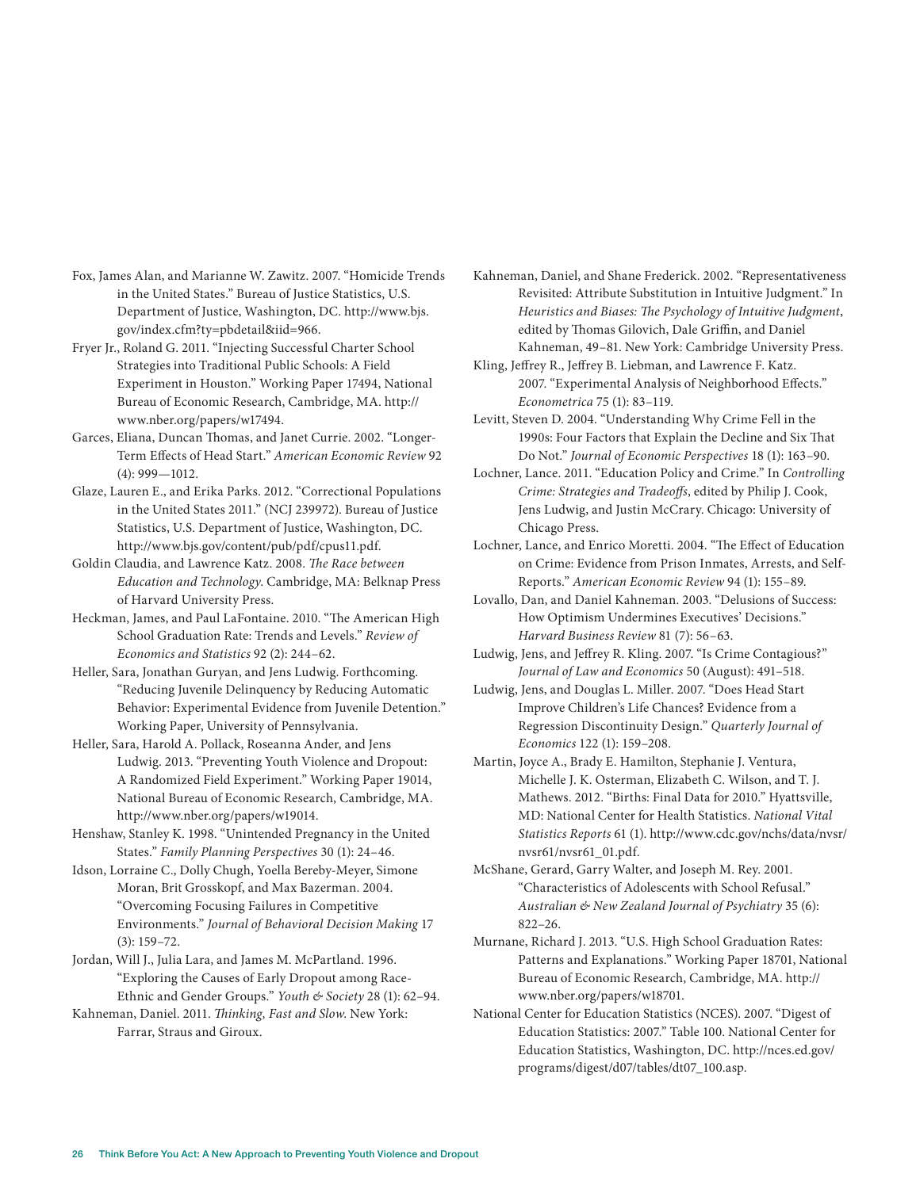Fox, James Alan, and Marianne W. Zawitz. 2007. "Homicide Trends in the United States." Bureau of Justice Statistics, U.S. Department of Justice, Washington, DC. http://www.bjs.gov/index.cfm?ty=pbdetail&iid=966.

Fryer Jr., Roland G. 2011. "Injecting Successful Charter School Strategies into Traditional Public Schools: A Field Experiment in Houston." Working Paper 17494, National Bureau of Economic Research, Cambridge, MA. http://www.nber.org/papers/w17494.

Garces, Eliana, Duncan Thomas, and Janet Currie. 2002. "Longer-Term Effects of Head Start." *American Economic Review* 92 (4): 999—1012.

Glaze, Lauren E., and Erika Parks. 2012. "Correctional Populations in the United States 2011." (NCJ 239972). Bureau of Justice Statistics, U.S. Department of Justice, Washington, DC. http://www.bjs.gov/content/pub/pdf/cpus11.pdf.

Goldin Claudia, and Lawrence Katz. 2008. *The Race between Education and Technology.* Cambridge, MA: Belknap Press of Harvard University Press.

Heckman, James, and Paul LaFontaine. 2010. "The American High School Graduation Rate: Trends and Levels." *Review of Economics and Statistics* 92 (2): 244–62.

Heller, Sara, Jonathan Guryan, and Jens Ludwig. Forthcoming. "Reducing Juvenile Delinquency by Reducing Automatic Behavior: Experimental Evidence from Juvenile Detention." Working Paper, University of Pennsylvania.

Heller, Sara, Harold A. Pollack, Roseanna Ander, and Jens Ludwig. 2013. "Preventing Youth Violence and Dropout: A Randomized Field Experiment." Working Paper 19014, National Bureau of Economic Research, Cambridge, MA. http://www.nber.org/papers/w19014.

Henshaw, Stanley K. 1998. "Unintended Pregnancy in the United States." *Family Planning Perspectives* 30 (1): 24–46.

Idson, Lorraine C., Dolly Chugh, Yoella Bereby-Meyer, Simone Moran, Brit Grosskopf, and Max Bazerman. 2004. "Overcoming Focusing Failures in Competitive Environments." *Journal of Behavioral Decision Making* 17 (3): 159–72.

Jordan, Will J., Julia Lara, and James M. McPartland. 1996. "Exploring the Causes of Early Dropout among Race-Ethnic and Gender Groups." *Youth & Society* 28 (1): 62–94.

Kahneman, Daniel. 2011. *Thinking, Fast and Slow*. New York: Farrar, Straus and Giroux.

Kahneman, Daniel, and Shane Frederick. 2002. "Representativeness Revisited: Attribute Substitution in Intuitive Judgment." In *Heuristics and Biases: The Psychology of Intuitive Judgment*, edited by Thomas Gilovich, Dale Griffin, and Daniel Kahneman, 49–81. New York: Cambridge University Press.

Kling, Jeffrey R., Jeffrey B. Liebman, and Lawrence F. Katz. 2007. "Experimental Analysis of Neighborhood Effects." *Econometrica* 75 (1): 83–119.

Levitt, Steven D. 2004. "Understanding Why Crime Fell in the 1990s: Four Factors that Explain the Decline and Six That Do Not." *Journal of Economic Perspectives* 18 (1): 163–90.

Lochner, Lance. 2011. "Education Policy and Crime." In *Controlling Crime: Strategies and Tradeoffs*, edited by Philip J. Cook, Jens Ludwig, and Justin McCrary. Chicago: University of Chicago Press.

Lochner, Lance, and Enrico Moretti. 2004. "The Effect of Education on Crime: Evidence from Prison Inmates, Arrests, and Self-Reports." *American Economic Review* 94 (1): 155–89.

Lovallo, Dan, and Daniel Kahneman. 2003. "Delusions of Success: How Optimism Undermines Executives' Decisions." *Harvard Business Review* 81 (7): 56–63.

Ludwig, Jens, and Jeffrey R. Kling. 2007. "Is Crime Contagious?" *Journal of Law and Economics* 50 (August): 491–518.

Ludwig, Jens, and Douglas L. Miller. 2007. "Does Head Start Improve Children's Life Chances? Evidence from a Regression Discontinuity Design." *Quarterly Journal of Economics* 122 (1): 159–208.

Martin, Joyce A., Brady E. Hamilton, Stephanie J. Ventura, Michelle J. K. Osterman, Elizabeth C. Wilson, and T. J. Mathews. 2012. "Births: Final Data for 2010." Hyattsville, MD: National Center for Health Statistics. *National Vital Statistics Reports* 61 (1). http://www.cdc.gov/nchs/data/nvsr/nvsr61/nvsr61_01.pdf.

McShane, Gerard, Garry Walter, and Joseph M. Rey. 2001. "Characteristics of Adolescents with School Refusal." *Australian & New Zealand Journal of Psychiatry* 35 (6): 822–26.

Murnane, Richard J. 2013. "U.S. High School Graduation Rates: Patterns and Explanations." Working Paper 18701, National Bureau of Economic Research, Cambridge, MA. http://www.nber.org/papers/w18701.

National Center for Education Statistics (NCES). 2007. "Digest of Education Statistics: 2007." Table 100. National Center for Education Statistics, Washington, DC. http://nces.ed.gov/programs/digest/d07/tables/dt07_100.asp.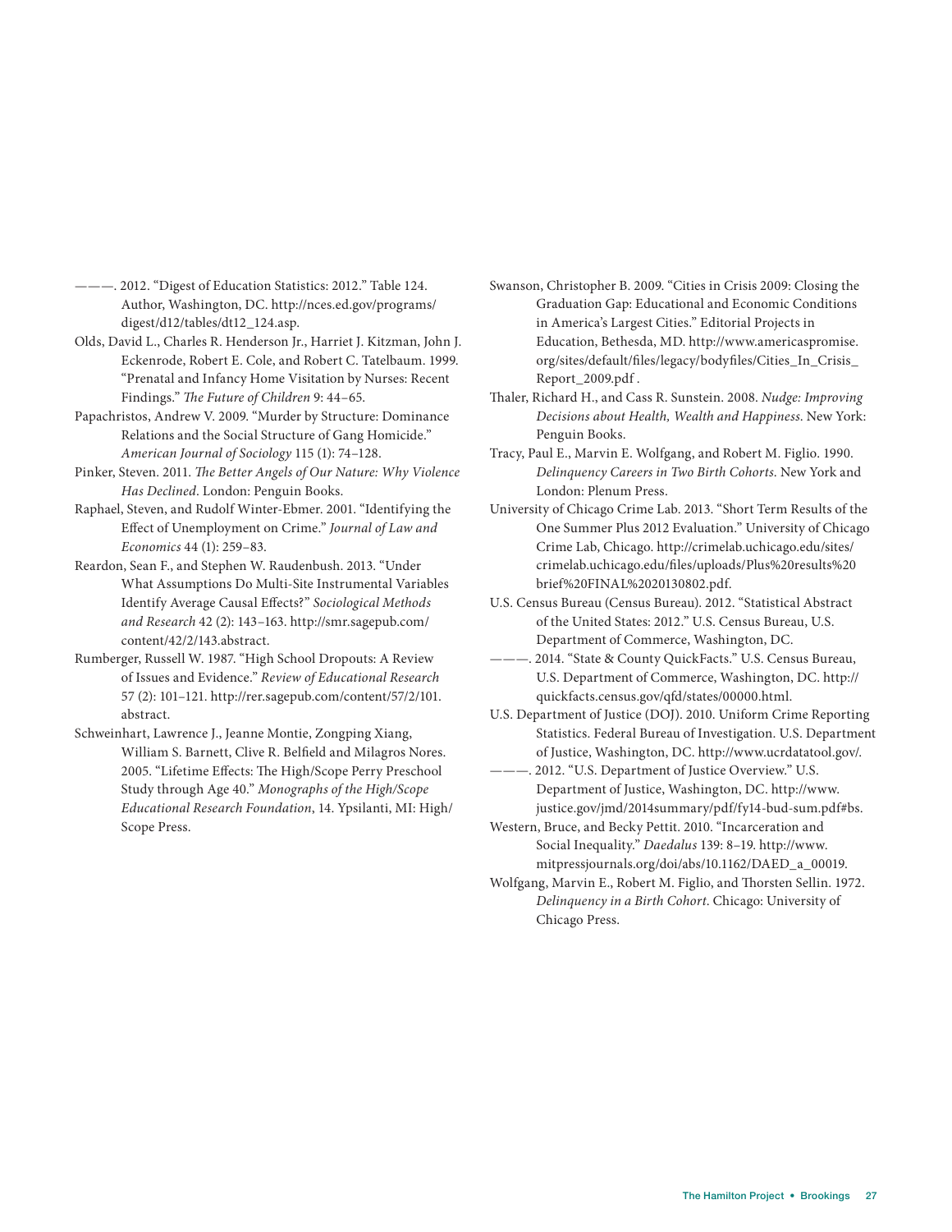———. 2012. “Digest of Education Statistics: 2012.” Table 124. Author, Washington, DC. http://nces.ed.gov/programs/digest/d12/tables/dt12_124.asp.

Olds, David L., Charles R. Henderson Jr., Harriet J. Kitzman, John J. Eckenrode, Robert E. Cole, and Robert C. Tatelbaum. 1999. “Prenatal and Infancy Home Visitation by Nurses: Recent Findings.” *The Future of Children* 9: 44–65.

Papachristos, Andrew V. 2009. “Murder by Structure: Dominance Relations and the Social Structure of Gang Homicide.” *American Journal of Sociology* 115 (1): 74–128.

Pinker, Steven. 2011. *The Better Angels of Our Nature: Why Violence Has Declined*. London: Penguin Books.

Raphael, Steven, and Rudolf Winter-Ebmer. 2001. “Identifying the Effect of Unemployment on Crime.” *Journal of Law and Economics* 44 (1): 259–83.

Reardon, Sean F., and Stephen W. Raudenbush. 2013. “Under What Assumptions Do Multi-Site Instrumental Variables Identify Average Causal Effects?” *Sociological Methods and Research* 42 (2): 143–163. http://smr.sagepub.com/content/42/2/143.abstract.

Rumberger, Russell W. 1987. “High School Dropouts: A Review of Issues and Evidence.” *Review of Educational Research* 57 (2): 101–121. http://rer.sagepub.com/content/57/2/101.abstract.

Schweinhart, Lawrence J., Jeanne Montie, Zongping Xiang, William S. Barnett, Clive R. Belfield and Milagros Nores. 2005. “Lifetime Effects: The High/Scope Perry Preschool Study through Age 40.” *Monographs of the High/Scope Educational Research Foundation*, 14. Ypsilanti, MI: High/Scope Press.

Swanson, Christopher B. 2009. “Cities in Crisis 2009: Closing the Graduation Gap: Educational and Economic Conditions in America’s Largest Cities.” Editorial Projects in Education, Bethesda, MD. http://www.americaspromise.org/sites/default/files/legacy/bodyfiles/Cities_In_Crisis_Report_2009.pdf .

Thaler, Richard H., and Cass R. Sunstein. 2008. *Nudge: Improving Decisions about Health, Wealth and Happiness*. New York: Penguin Books.

Tracy, Paul E., Marvin E. Wolfgang, and Robert M. Figlio. 1990. *Delinquency Careers in Two Birth Cohorts*. New York and London: Plenum Press.

University of Chicago Crime Lab. 2013. “Short Term Results of the One Summer Plus 2012 Evaluation.” University of Chicago Crime Lab, Chicago. http://crimelab.uchicago.edu/sites/crimelab.uchicago.edu/files/uploads/Plus%20results%20brief%20FINAL%2020130802.pdf.

U.S. Census Bureau (Census Bureau). 2012. “Statistical Abstract of the United States: 2012.” U.S. Census Bureau, U.S. Department of Commerce, Washington, DC.

———. 2014. “State & County QuickFacts.” U.S. Census Bureau, U.S. Department of Commerce, Washington, DC. http://quickfacts.census.gov/qfd/states/00000.html.

U.S. Department of Justice (DOJ). 2010. Uniform Crime Reporting Statistics. Federal Bureau of Investigation. U.S. Department of Justice, Washington, DC. http://www.ucrdatatool.gov/.

———. 2012. “U.S. Department of Justice Overview.” U.S. Department of Justice, Washington, DC. http://www.justice.gov/jmd/2014summary/pdf/fy14-bud-sum.pdf#bs.

Western, Bruce, and Becky Pettit. 2010. “Incarceration and Social Inequality.” *Daedalus* 139: 8–19. http://www.mitpressjournals.org/doi/abs/10.1162/DAED_a_00019.

Wolfgang, Marvin E., Robert M. Figlio, and Thorsten Sellin. 1972. *Delinquency in a Birth Cohort*. Chicago: University of Chicago Press.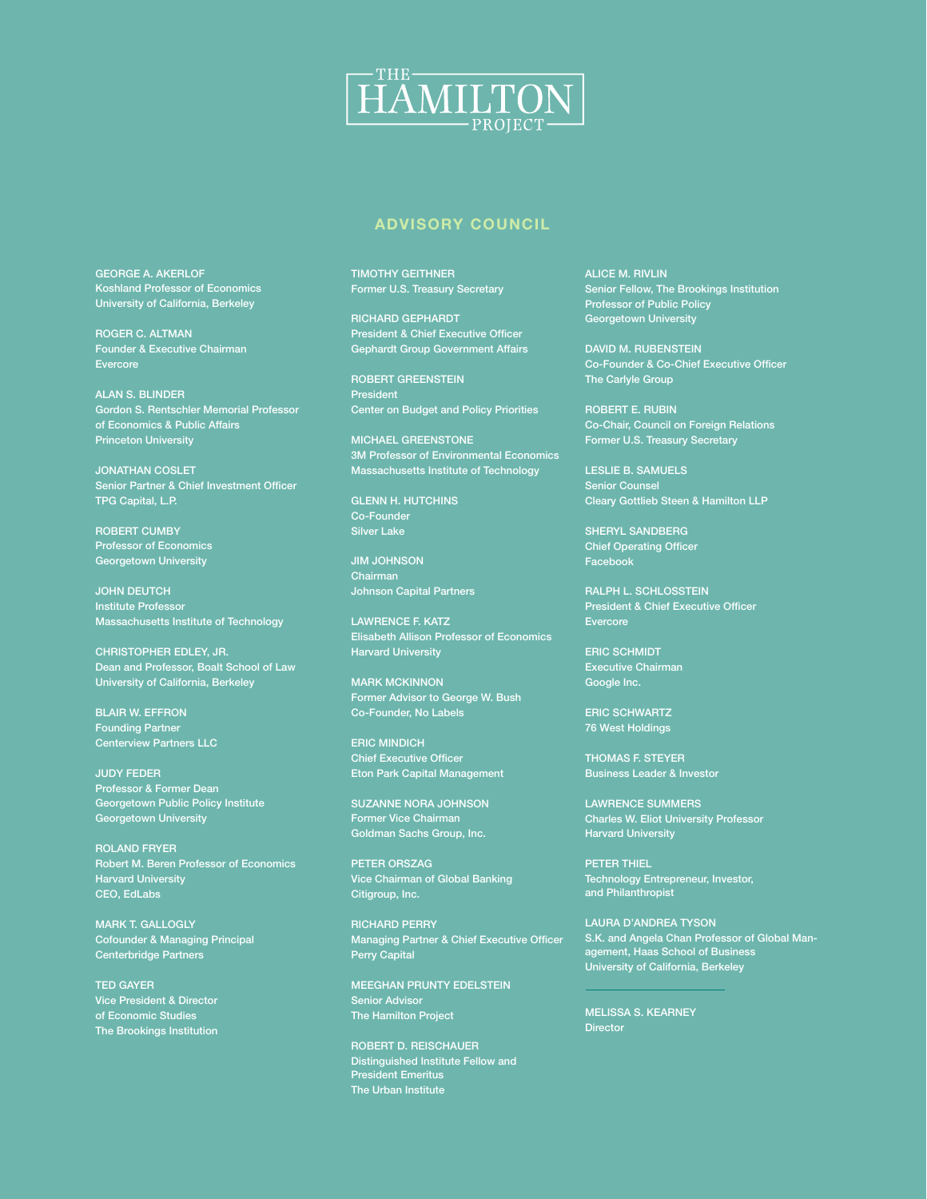# THE HAMILTON PROJECT

## ADVISORY COUNCIL

GEORGE A. AKERLOF
Koshland Professor of Economics
University of California, Berkeley

ROGER C. ALTMAN
Founder & Executive Chairman
Evercore

ALAN S. BLINDER
Gordon S. Rentschler Memorial Professor of Economics & Public Affairs
Princeton University

JONATHAN COSLET
Senior Partner & Chief Investment Officer
TPG Capital, L.P.

ROBERT CUMBY
Professor of Economics
Georgetown University

JOHN DEUTCH
Institute Professor
Massachusetts Institute of Technology

CHRISTOPHER EDLEY, JR.
Dean and Professor, Boalt School of Law
University of California, Berkeley

BLAIR W. EFFRON
Founding Partner
Centerview Partners LLC

JUDY FEDER
Professor & Former Dean
Georgetown Public Policy Institute
Georgetown University

ROLAND FRYER
Robert M. Beren Professor of Economics
Harvard University
CEO, EdLabs

MARK T. GALLOGLY
Cofounder & Managing Principal
Centerbridge Partners

TED GAYER
Vice President & Director of Economic Studies
The Brookings Institution

TIMOTHY GEITHNER
Former U.S. Treasury Secretary

RICHARD GEPHARDT
President & Chief Executive Officer
Gephardt Group Government Affairs

ROBERT GREENSTEIN
President
Center on Budget and Policy Priorities

MICHAEL GREENSTONE
3M Professor of Environmental Economics
Massachusetts Institute of Technology

GLENN H. HUTCHINS
Co-Founder
Silver Lake

JIM JOHNSON
Chairman
Johnson Capital Partners

LAWRENCE F. KATZ
Elisabeth Allison Professor of Economics
Harvard University

MARK MCKINNON
Former Advisor to George W. Bush
Co-Founder, No Labels

ERIC MINDICH
Chief Executive Officer
Eton Park Capital Management

SUZANNE NORA JOHNSON
Former Vice Chairman
Goldman Sachs Group, Inc.

PETER ORSZAG
Vice Chairman of Global Banking
Citigroup, Inc.

RICHARD PERRY
Managing Partner & Chief Executive Officer
Perry Capital

MEEGHAN PRUNTY EDELSTEIN
Senior Advisor
The Hamilton Project

ROBERT D. REISCHAUER
Distinguished Institute Fellow and President Emeritus
The Urban Institute

ALICE M. RIVLIN
Senior Fellow, The Brookings Institution
Professor of Public Policy
Georgetown University

DAVID M. RUBENSTEIN
Co-Founder & Co-Chief Executive Officer
The Carlyle Group

ROBERT E. RUBIN
Co-Chair, Council on Foreign Relations
Former U.S. Treasury Secretary

LESLIE B. SAMUELS
Senior Counsel
Cleary Gottlieb Steen & Hamilton LLP

SHERYL SANDBERG
Chief Operating Officer
Facebook

RALPH L. SCHLOSSTEIN
President & Chief Executive Officer
Evercore

ERIC SCHMIDT
Executive Chairman
Google Inc.

ERIC SCHWARTZ
76 West Holdings

THOMAS F. STEYER
Business Leader & Investor

LAWRENCE SUMMERS
Charles W. Eliot University Professor
Harvard University

PETER THIEL
Technology Entrepreneur, Investor, and Philanthropist

LAURA D'ANDREA TYSON
S.K. and Angela Chan Professor of Global Management, Haas School of Business
University of California, Berkeley

---

MELISSA S. KEARNEY
Director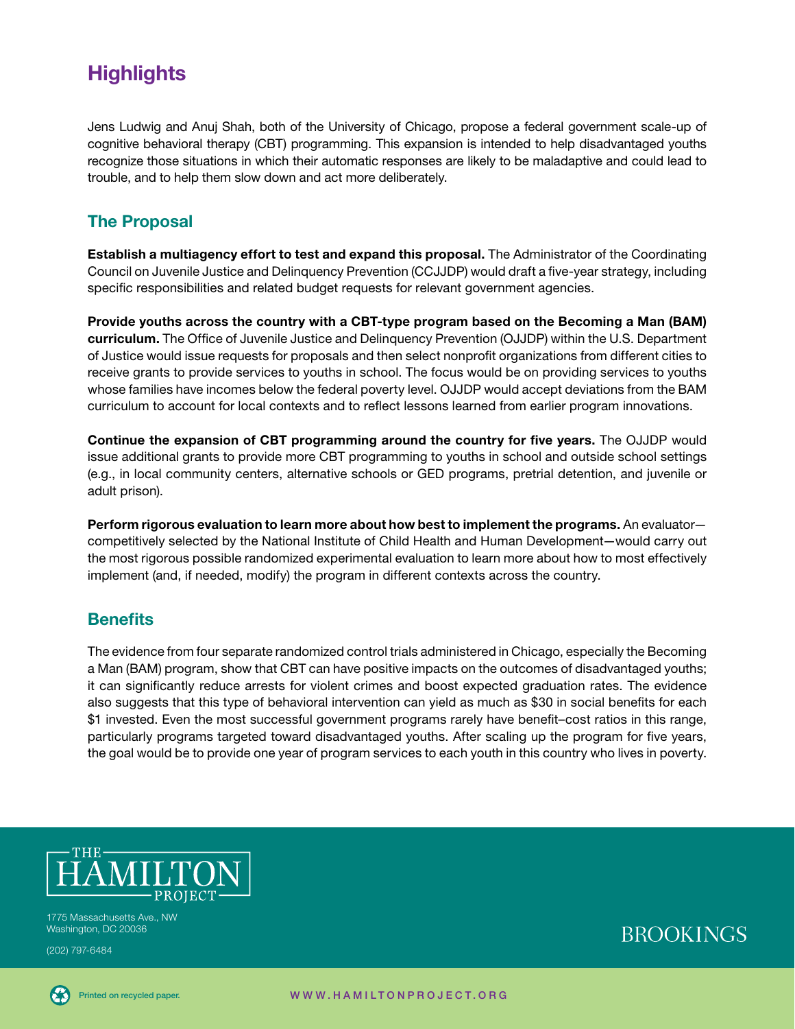## Highlights

Jens Ludwig and Anuj Shah, both of the University of Chicago, propose a federal government scale-up of cognitive behavioral therapy (CBT) programming. This expansion is intended to help disadvantaged youths recognize those situations in which their automatic responses are likely to be maladaptive and could lead to trouble, and to help them slow down and act more deliberately.

### The Proposal

**Establish a multiagency effort to test and expand this proposal.** The Administrator of the Coordinating Council on Juvenile Justice and Delinquency Prevention (CCJJDP) would draft a five-year strategy, including specific responsibilities and related budget requests for relevant government agencies.

**Provide youths across the country with a CBT-type program based on the Becoming a Man (BAM) curriculum.** The Office of Juvenile Justice and Delinquency Prevention (OJJDP) within the U.S. Department of Justice would issue requests for proposals and then select nonprofit organizations from different cities to receive grants to provide services to youths in school. The focus would be on providing services to youths whose families have incomes below the federal poverty level. OJJDP would accept deviations from the BAM curriculum to account for local contexts and to reflect lessons learned from earlier program innovations.

**Continue the expansion of CBT programming around the country for five years.** The OJJDP would issue additional grants to provide more CBT programming to youths in school and outside school settings (e.g., in local community centers, alternative schools or GED programs, pretrial detention, and juvenile or adult prison).

**Perform rigorous evaluation to learn more about how best to implement the programs.** An evaluator—competitively selected by the National Institute of Child Health and Human Development—would carry out the most rigorous possible randomized experimental evaluation to learn more about how to most effectively implement (and, if needed, modify) the program in different contexts across the country.

### Benefits

The evidence from four separate randomized control trials administered in Chicago, especially the Becoming a Man (BAM) program, show that CBT can have positive impacts on the outcomes of disadvantaged youths; it can significantly reduce arrests for violent crimes and boost expected graduation rates. The evidence also suggests that this type of behavioral intervention can yield as much as $30 in social benefits for each $1 invested. Even the most successful government programs rarely have benefit–cost ratios in this range, particularly programs targeted toward disadvantaged youths. After scaling up the program for five years, the goal would be to provide one year of program services to each youth in this country who lives in poverty.

THE HAMILTON PROJECT

1775 Massachusetts Ave., NW
Washington, DC 20036

(202) 797-6484

BROOKINGS

Printed on recycled paper.

WWW.HAMILTONPROJECT.ORG